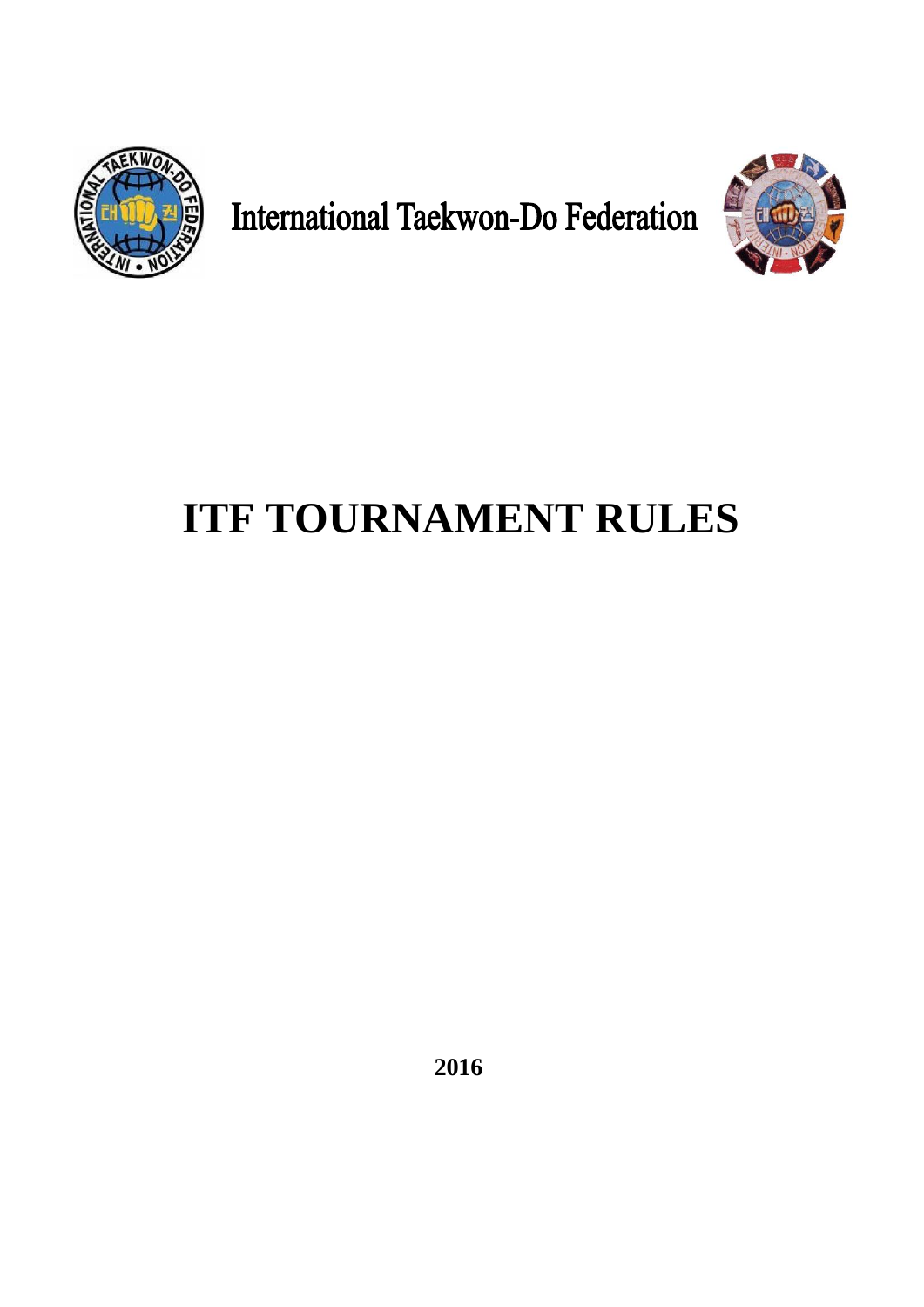International Taekwon-Do Federation

# ITF TOURNAMENT RULES

**2016**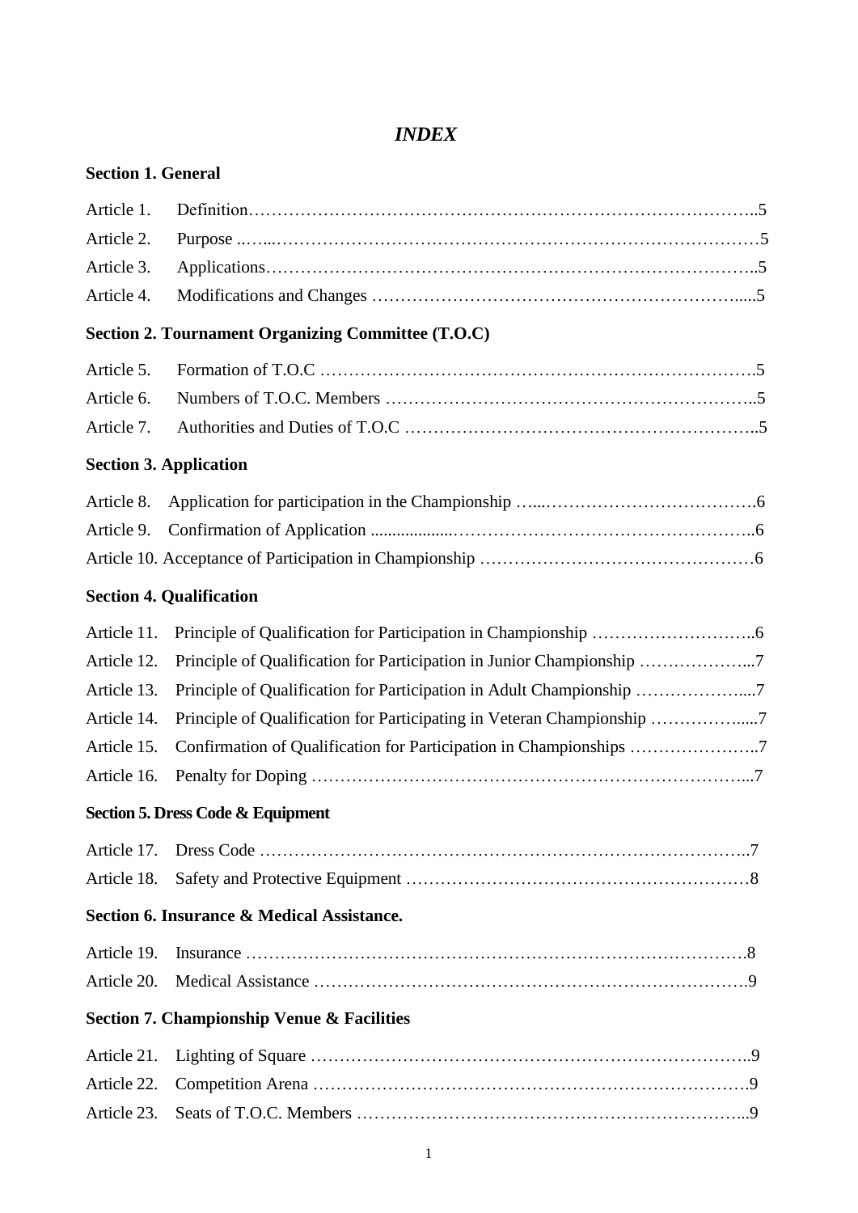# *INDEX*

**Section 1. General**

Article 1. Definition……………………………………………………………………………..5
Article 2. Purpose ..…...…………………………………………………………………………5
Article 3. Applications…………………………………………………………………………..5
Article 4. Modifications and Changes ……………………………………………………….....5

**Section 2. Tournament Organizing Committee (T.O.C)**

Article 5. Formation of T.O.C ………………………………………………………………….5
Article 6. Numbers of T.O.C. Members ………………………………………………………..5
Article 7. Authorities and Duties of T.O.C ……………………………………………………..5

**Section 3. Application**

Article 8. Application for participation in the Championship …...……………………………….6
Article 9. Confirmation of Application ...................……………………………………………..6
Article 10. Acceptance of Participation in Championship …………………………………………6

**Section 4. Qualification**

Article 11. Principle of Qualification for Participation in Championship ………………………..6
Article 12. Principle of Qualification for Participation in Junior Championship ………………...7
Article 13. Principle of Qualification for Participation in Adult Championship ………………....7
Article 14. Principle of Qualification for Participating in Veteran Championship …………….....7
Article 15. Confirmation of Qualification for Participation in Championships …………………..7
Article 16. Penalty for Doping …………………………………………………………………...7

**Section 5. Dress Code & Equipment**

Article 17. Dress Code …………………………………………………………………………..7
Article 18. Safety and Protective Equipment ……………………………………………………8

**Section 6. Insurance & Medical Assistance.**

Article 19. Insurance …………………………………………………………………………….8
Article 20. Medical Assistance ………………………………………………………………….9

**Section 7. Championship Venue & Facilities**

Article 21. Lighting of Square …………………………………………………………………..9
Article 22. Competition Arena …………………………………………………………………9
Article 23. Seats of T.O.C. Members …………………………………………………………...9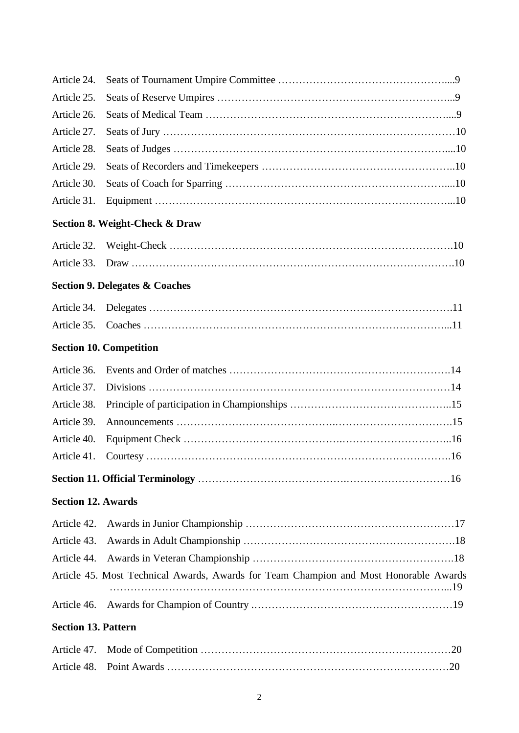Article 24. Seats of Tournament Umpire Committee ………………………………………….....9

Article 25. Seats of Reserve Umpires …………………………………………………………...9

Article 26. Seats of Medical Team …………………………………………………………….....9

Article 27. Seats of Jury ……………………………………………………………………………10

Article 28. Seats of Judges …………………………………………………………………….....10

Article 29. Seats of Recorders and Timekeepers ……………………………………………..10

Article 30. Seats of Coach for Sparring ……………………………………………………......10

Article 31. Equipment …………………………………………………………………………...10

**Section 8. Weight-Check & Draw**

Article 32. Weight-Check ……………………………………………………………………….10

Article 33. Draw ………………………………………………………………………………….10

**Section 9. Delegates & Coaches**

Article 34. Delegates ……………………………………………………………………………….11

Article 35. Coaches ……………………………………………………………………………....11

**Section 10. Competition**

Article 36. Events and Order of matches ……………………………………………………….14

Article 37. Divisions ……………………………………………………………………………14

Article 38. Principle of participation in Championships ……………………………………...15

Article 39. Announcements ……………………………………………………………………….15

Article 40. Equipment Check ……………………………………………………………………..16

Article 41. Courtesy ……………………………………………………………………………….16

**Section 11. Official Terminology** …………………………………………………………………16

**Section 12. Awards**

Article 42. Awards in Junior Championship ……………………………………………………17

Article 43. Awards in Adult Championship …………………………………………………….18

Article 44. Awards in Veteran Championship ………………………………………………….18

Article 45. Most Technical Awards, Awards for Team Champion and Most Honorable Awards …………………………………………………………………………………...19

Article 46. Awards for Champion of Country …………………………………………………19

**Section 13. Pattern**

Article 47. Mode of Competition ………………………………………………………………20

Article 48. Point Awards ………………………………………………………………………….20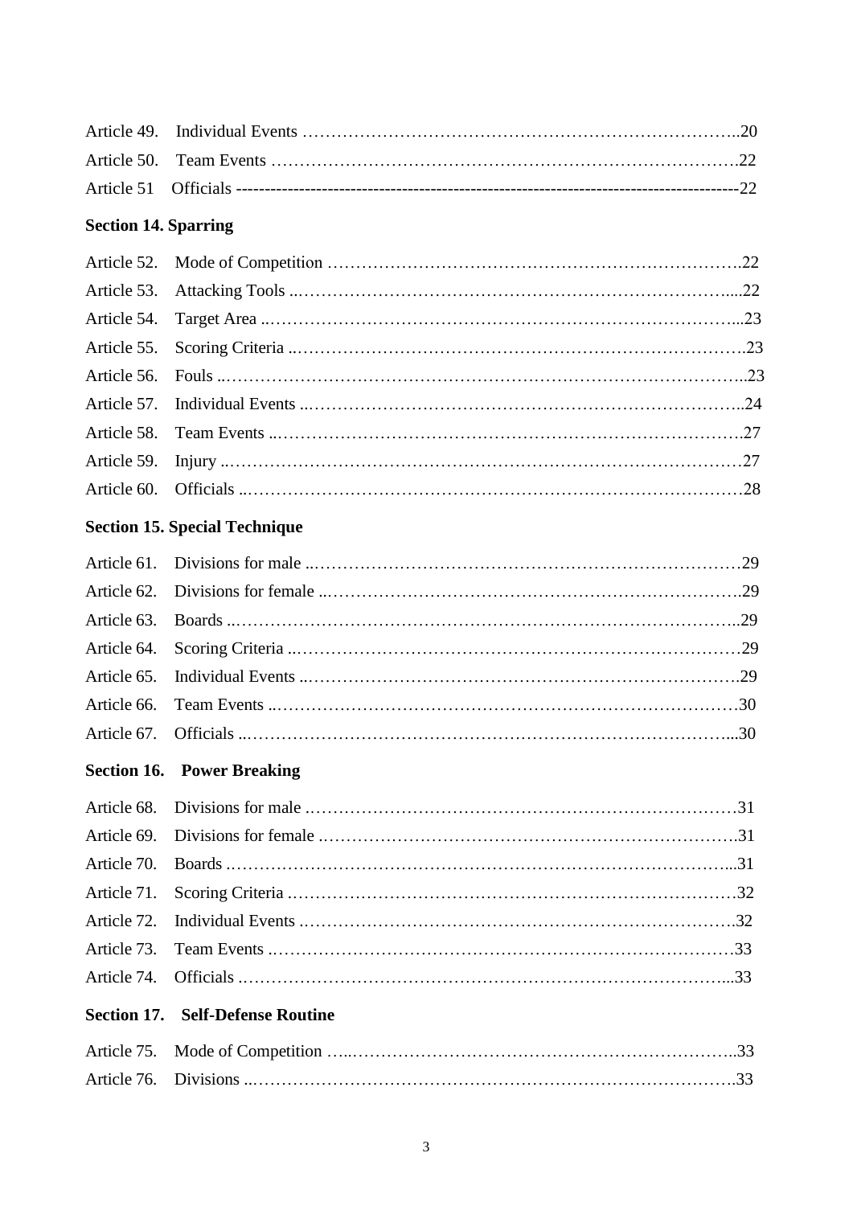Article 49. Individual Events ……………………………………………………………………..20

Article 50. Team Events …………………………………………………………………………22

Article 51 Officials ------------------------------------------------------------------------------------22

**Section 14. Sparring**

Article 52. Mode of Competition ……………………………………………………………….22

Article 53. Attacking Tools ..…………………………………………………………………....22

Article 54. Target Area ..………………………………………………………………………...23

Article 55. Scoring Criteria ..…………………………………………………………………….23

Article 56. Fouls ..………………………………………………………………………………..23

Article 57. Individual Events ..…………………………………………………………………..24

Article 58. Team Events ..……………………………………………………………………….27

Article 59. Injury ..……………………………………………………………………………….27

Article 60. Officials ..……………………………………………………………………………28

**Section 15. Special Technique**

Article 61. Divisions for male ..…………………………………………………………………29

Article 62. Divisions for female ..……………………………………………………………….29

Article 63. Boards ..……………………………………………………………………………..29

Article 64. Scoring Criteria ..……………………………………………………………………29

Article 65. Individual Events ..………………………………………………………………….29

Article 66. Team Events ..……………………………………………………………………….30

Article 67. Officials ..…………………………………………………………………………...30

**Section 16. Power Breaking**

Article 68. Divisions for male .…………………………………………………………………31

Article 69. Divisions for female .……………………………………………………………….31

Article 70. Boards .……………………………………………………………………………...31

Article 71. Scoring Criteria .……………………………………………………………………32

Article 72. Individual Events .…………………………………………………………………..32

Article 73. Team Events ..……………………………………………………………………….33

Article 74. Officials .……………………………………………………………………………...33

**Section 17. Self-Defense Routine**

Article 75. Mode of Competition …..…………………………………………………………..33

Article 76. Divisions ..…………………………………………………………………………..33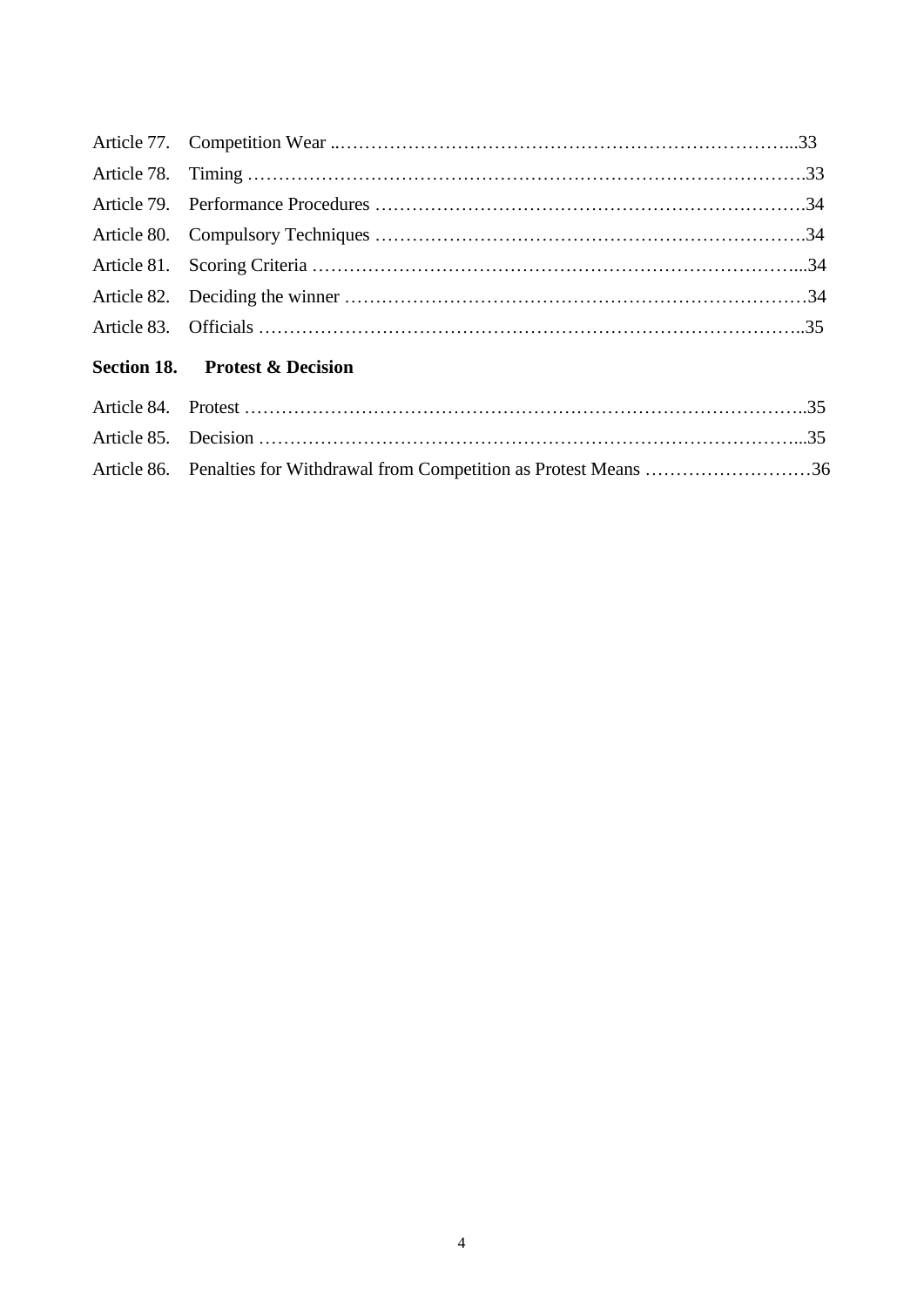Article 77. Competition Wear ..................................................................33

Article 78. Timing ....................................................................................33

Article 79. Performance Procedures ........................................................34

Article 80. Compulsory Techniques .........................................................34

Article 81. Scoring Criteria .......................................................................34

Article 82. Deciding the winner ................................................................34

Article 83. Officials ...................................................................................35

**Section 18. Protest & Decision**

Article 84. Protest .....................................................................................35

Article 85. Decision ...................................................................................35

Article 86. Penalties for Withdrawal from Competition as Protest Means ...........................36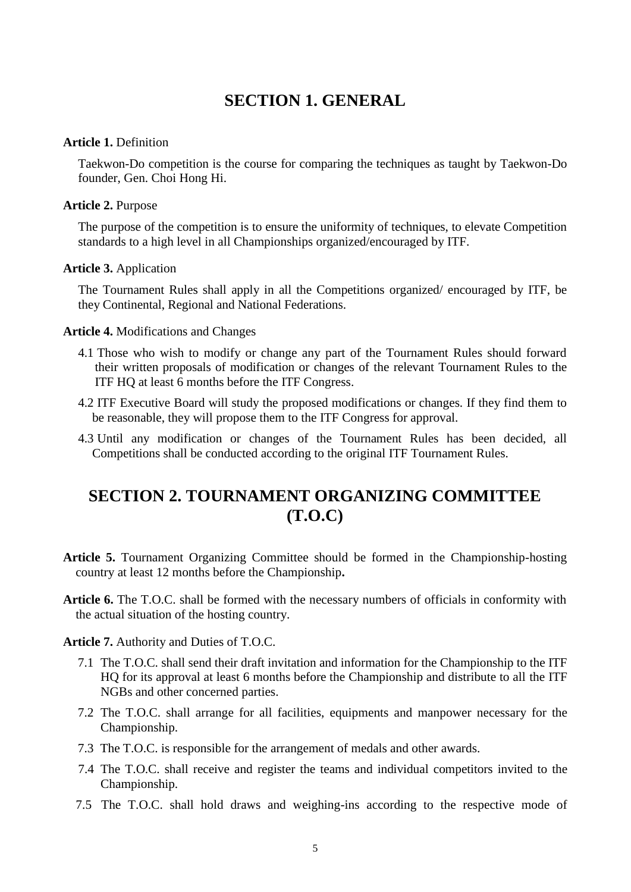# SECTION 1. GENERAL

**Article 1.** Definition

Taekwon-Do competition is the course for comparing the techniques as taught by Taekwon-Do founder, Gen. Choi Hong Hi.

**Article 2.** Purpose

The purpose of the competition is to ensure the uniformity of techniques, to elevate Competition standards to a high level in all Championships organized/encouraged by ITF.

**Article 3.** Application

The Tournament Rules shall apply in all the Competitions organized/ encouraged by ITF, be they Continental, Regional and National Federations.

**Article 4.** Modifications and Changes

4.1 Those who wish to modify or change any part of the Tournament Rules should forward their written proposals of modification or changes of the relevant Tournament Rules to the ITF HQ at least 6 months before the ITF Congress.

4.2 ITF Executive Board will study the proposed modifications or changes. If they find them to be reasonable, they will propose them to the ITF Congress for approval.

4.3 Until any modification or changes of the Tournament Rules has been decided, all Competitions shall be conducted according to the original ITF Tournament Rules.

# SECTION 2. TOURNAMENT ORGANIZING COMMITTEE (T.O.C)

**Article 5.** Tournament Organizing Committee should be formed in the Championship-hosting country at least 12 months before the Championship**.**

**Article 6.** The T.O.C. shall be formed with the necessary numbers of officials in conformity with the actual situation of the hosting country.

**Article 7.** Authority and Duties of T.O.C.

7.1 The T.O.C. shall send their draft invitation and information for the Championship to the ITF HQ for its approval at least 6 months before the Championship and distribute to all the ITF NGBs and other concerned parties.

7.2 The T.O.C. shall arrange for all facilities, equipments and manpower necessary for the Championship.

7.3 The T.O.C. is responsible for the arrangement of medals and other awards.

7.4 The T.O.C. shall receive and register the teams and individual competitors invited to the Championship.

7.5 The T.O.C. shall hold draws and weighing-ins according to the respective mode of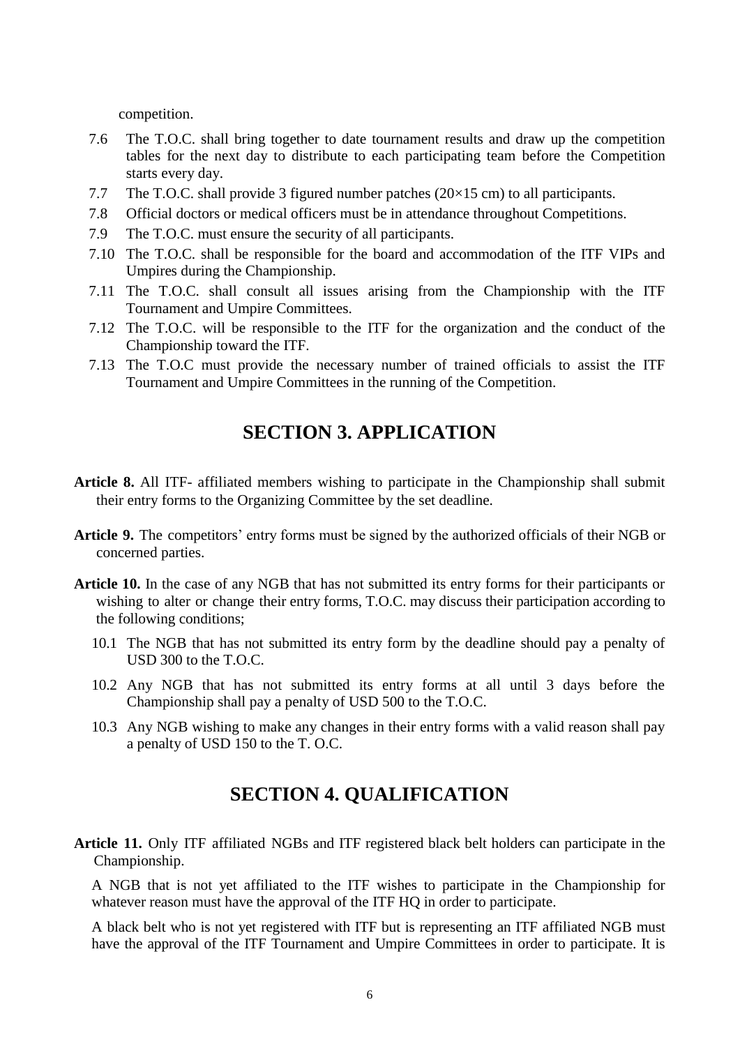competition.

7.6 The T.O.C. shall bring together to date tournament results and draw up the competition tables for the next day to distribute to each participating team before the Competition starts every day.

7.7 The T.O.C. shall provide 3 figured number patches (20×15 cm) to all participants.

7.8 Official doctors or medical officers must be in attendance throughout Competitions.

7.9 The T.O.C. must ensure the security of all participants.

7.10 The T.O.C. shall be responsible for the board and accommodation of the ITF VIPs and Umpires during the Championship.

7.11 The T.O.C. shall consult all issues arising from the Championship with the ITF Tournament and Umpire Committees.

7.12 The T.O.C. will be responsible to the ITF for the organization and the conduct of the Championship toward the ITF.

7.13 The T.O.C must provide the necessary number of trained officials to assist the ITF Tournament and Umpire Committees in the running of the Competition.

## SECTION 3. APPLICATION

**Article 8.** All ITF- affiliated members wishing to participate in the Championship shall submit their entry forms to the Organizing Committee by the set deadline.

**Article 9.** The competitors' entry forms must be signed by the authorized officials of their NGB or concerned parties.

**Article 10.** In the case of any NGB that has not submitted its entry forms for their participants or wishing to alter or change their entry forms, T.O.C. may discuss their participation according to the following conditions;

10.1 The NGB that has not submitted its entry form by the deadline should pay a penalty of USD 300 to the T.O.C.

10.2 Any NGB that has not submitted its entry forms at all until 3 days before the Championship shall pay a penalty of USD 500 to the T.O.C.

10.3 Any NGB wishing to make any changes in their entry forms with a valid reason shall pay a penalty of USD 150 to the T. O.C.

## SECTION 4. QUALIFICATION

**Article 11.** Only ITF affiliated NGBs and ITF registered black belt holders can participate in the Championship.

A NGB that is not yet affiliated to the ITF wishes to participate in the Championship for whatever reason must have the approval of the ITF HQ in order to participate.

A black belt who is not yet registered with ITF but is representing an ITF affiliated NGB must have the approval of the ITF Tournament and Umpire Committees in order to participate. It is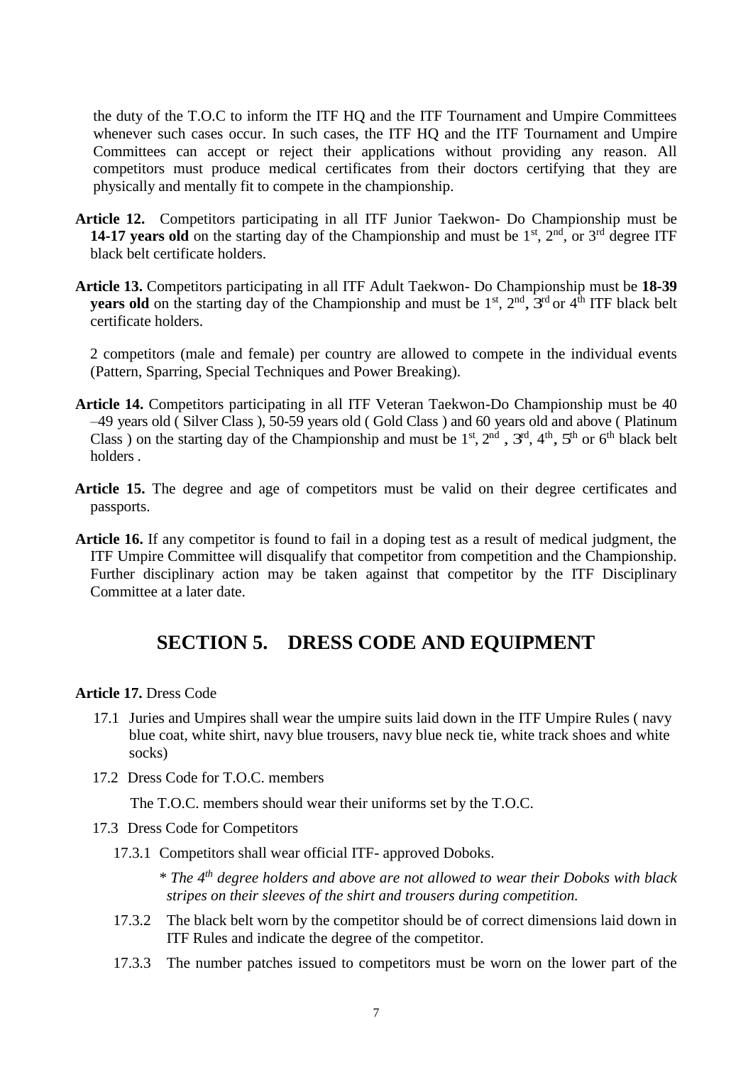the duty of the T.O.C to inform the ITF HQ and the ITF Tournament and Umpire Committees whenever such cases occur. In such cases, the ITF HQ and the ITF Tournament and Umpire Committees can accept or reject their applications without providing any reason. All competitors must produce medical certificates from their doctors certifying that they are physically and mentally fit to compete in the championship.

**Article 12.** Competitors participating in all ITF Junior Taekwon- Do Championship must be **14-17 years old** on the starting day of the Championship and must be 1st, 2nd, or 3rd degree ITF black belt certificate holders.

**Article 13.** Competitors participating in all ITF Adult Taekwon- Do Championship must be **18-39 years old** on the starting day of the Championship and must be 1st, 2nd, 3rd or 4th ITF black belt certificate holders.

2 competitors (male and female) per country are allowed to compete in the individual events (Pattern, Sparring, Special Techniques and Power Breaking).

**Article 14.** Competitors participating in all ITF Veteran Taekwon-Do Championship must be 40 –49 years old ( Silver Class ), 50-59 years old ( Gold Class ) and 60 years old and above ( Platinum Class ) on the starting day of the Championship and must be 1st, 2nd , 3rd, 4th, 5th or 6th black belt holders .

**Article 15.** The degree and age of competitors must be valid on their degree certificates and passports.

**Article 16.** If any competitor is found to fail in a doping test as a result of medical judgment, the ITF Umpire Committee will disqualify that competitor from competition and the Championship. Further disciplinary action may be taken against that competitor by the ITF Disciplinary Committee at a later date.

## SECTION 5. DRESS CODE AND EQUIPMENT

**Article 17.** Dress Code

17.1 Juries and Umpires shall wear the umpire suits laid down in the ITF Umpire Rules ( navy blue coat, white shirt, navy blue trousers, navy blue neck tie, white track shoes and white socks)

17.2 Dress Code for T.O.C. members

The T.O.C. members should wear their uniforms set by the T.O.C.

17.3 Dress Code for Competitors

17.3.1 Competitors shall wear official ITF- approved Doboks.

*\* The 4th degree holders and above are not allowed to wear their Doboks with black stripes on their sleeves of the shirt and trousers during competition.*

17.3.2 The black belt worn by the competitor should be of correct dimensions laid down in ITF Rules and indicate the degree of the competitor.

17.3.3 The number patches issued to competitors must be worn on the lower part of the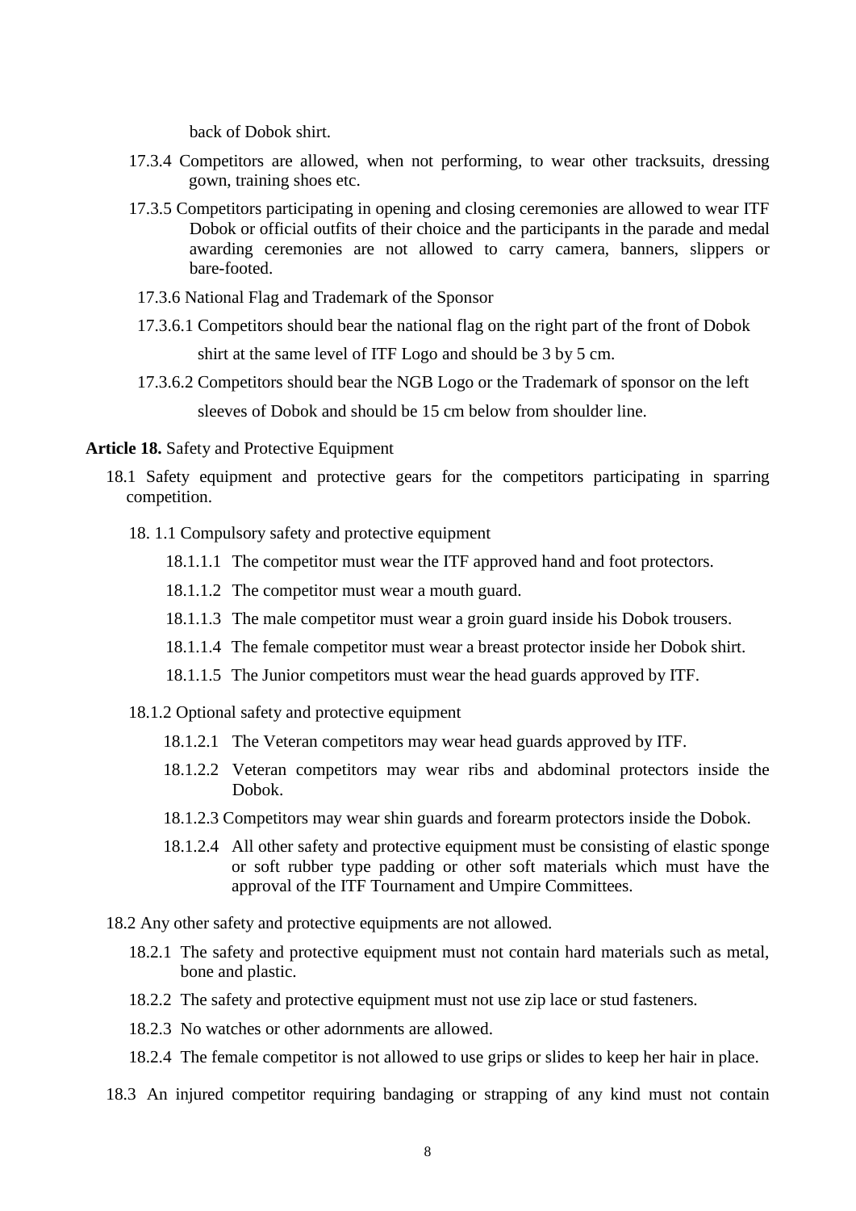back of Dobok shirt.

17.3.4 Competitors are allowed, when not performing, to wear other tracksuits, dressing gown, training shoes etc.

17.3.5 Competitors participating in opening and closing ceremonies are allowed to wear ITF Dobok or official outfits of their choice and the participants in the parade and medal awarding ceremonies are not allowed to carry camera, banners, slippers or bare-footed.

17.3.6 National Flag and Trademark of the Sponsor

17.3.6.1 Competitors should bear the national flag on the right part of the front of Dobok shirt at the same level of ITF Logo and should be 3 by 5 cm.

17.3.6.2 Competitors should bear the NGB Logo or the Trademark of sponsor on the left sleeves of Dobok and should be 15 cm below from shoulder line.

**Article 18.** Safety and Protective Equipment

18.1 Safety equipment and protective gears for the competitors participating in sparring competition.

18. 1.1 Compulsory safety and protective equipment

18.1.1.1 The competitor must wear the ITF approved hand and foot protectors.

18.1.1.2 The competitor must wear a mouth guard.

18.1.1.3 The male competitor must wear a groin guard inside his Dobok trousers.

18.1.1.4 The female competitor must wear a breast protector inside her Dobok shirt.

18.1.1.5 The Junior competitors must wear the head guards approved by ITF.

18.1.2 Optional safety and protective equipment

18.1.2.1 The Veteran competitors may wear head guards approved by ITF.

18.1.2.2 Veteran competitors may wear ribs and abdominal protectors inside the Dobok.

18.1.2.3 Competitors may wear shin guards and forearm protectors inside the Dobok.

18.1.2.4 All other safety and protective equipment must be consisting of elastic sponge or soft rubber type padding or other soft materials which must have the approval of the ITF Tournament and Umpire Committees.

18.2 Any other safety and protective equipments are not allowed.

18.2.1 The safety and protective equipment must not contain hard materials such as metal, bone and plastic.

18.2.2 The safety and protective equipment must not use zip lace or stud fasteners.

18.2.3 No watches or other adornments are allowed.

18.2.4 The female competitor is not allowed to use grips or slides to keep her hair in place.

18.3 An injured competitor requiring bandaging or strapping of any kind must not contain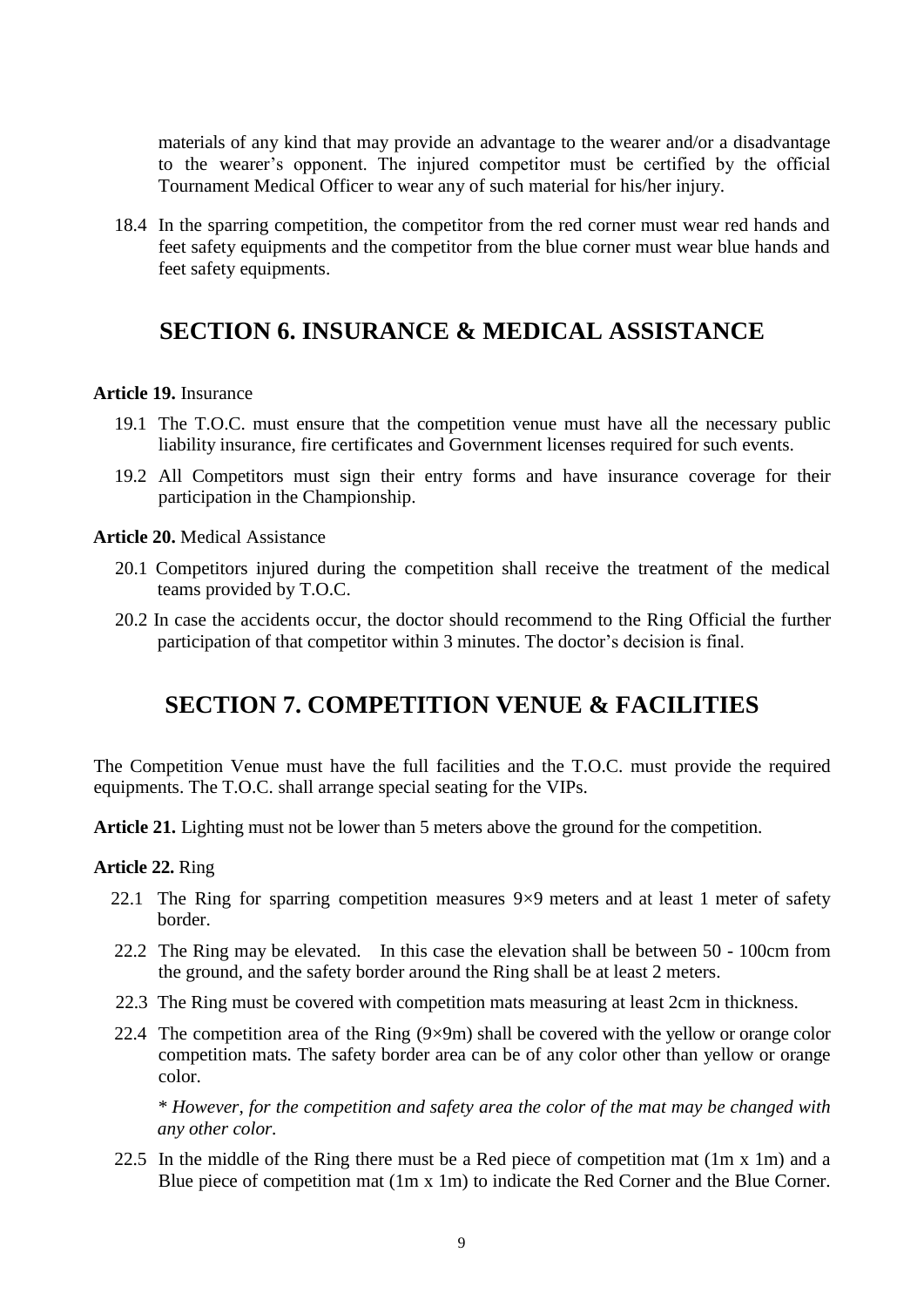materials of any kind that may provide an advantage to the wearer and/or a disadvantage to the wearer's opponent. The injured competitor must be certified by the official Tournament Medical Officer to wear any of such material for his/her injury.

18.4 In the sparring competition, the competitor from the red corner must wear red hands and feet safety equipments and the competitor from the blue corner must wear blue hands and feet safety equipments.

## SECTION 6. INSURANCE & MEDICAL ASSISTANCE

**Article 19.** Insurance

19.1 The T.O.C. must ensure that the competition venue must have all the necessary public liability insurance, fire certificates and Government licenses required for such events.

19.2 All Competitors must sign their entry forms and have insurance coverage for their participation in the Championship.

**Article 20.** Medical Assistance

20.1 Competitors injured during the competition shall receive the treatment of the medical teams provided by T.O.C.

20.2 In case the accidents occur, the doctor should recommend to the Ring Official the further participation of that competitor within 3 minutes. The doctor's decision is final.

## SECTION 7. COMPETITION VENUE & FACILITIES

The Competition Venue must have the full facilities and the T.O.C. must provide the required equipments. The T.O.C. shall arrange special seating for the VIPs.

**Article 21.** Lighting must not be lower than 5 meters above the ground for the competition.

**Article 22.** Ring

22.1 The Ring for sparring competition measures 9×9 meters and at least 1 meter of safety border.

22.2 The Ring may be elevated. In this case the elevation shall be between 50 - 100cm from the ground, and the safety border around the Ring shall be at least 2 meters.

22.3 The Ring must be covered with competition mats measuring at least 2cm in thickness.

22.4 The competition area of the Ring (9×9m) shall be covered with the yellow or orange color competition mats. The safety border area can be of any color other than yellow or orange color.

*\* However, for the competition and safety area the color of the mat may be changed with any other color.*

22.5 In the middle of the Ring there must be a Red piece of competition mat (1m x 1m) and a Blue piece of competition mat (1m x 1m) to indicate the Red Corner and the Blue Corner.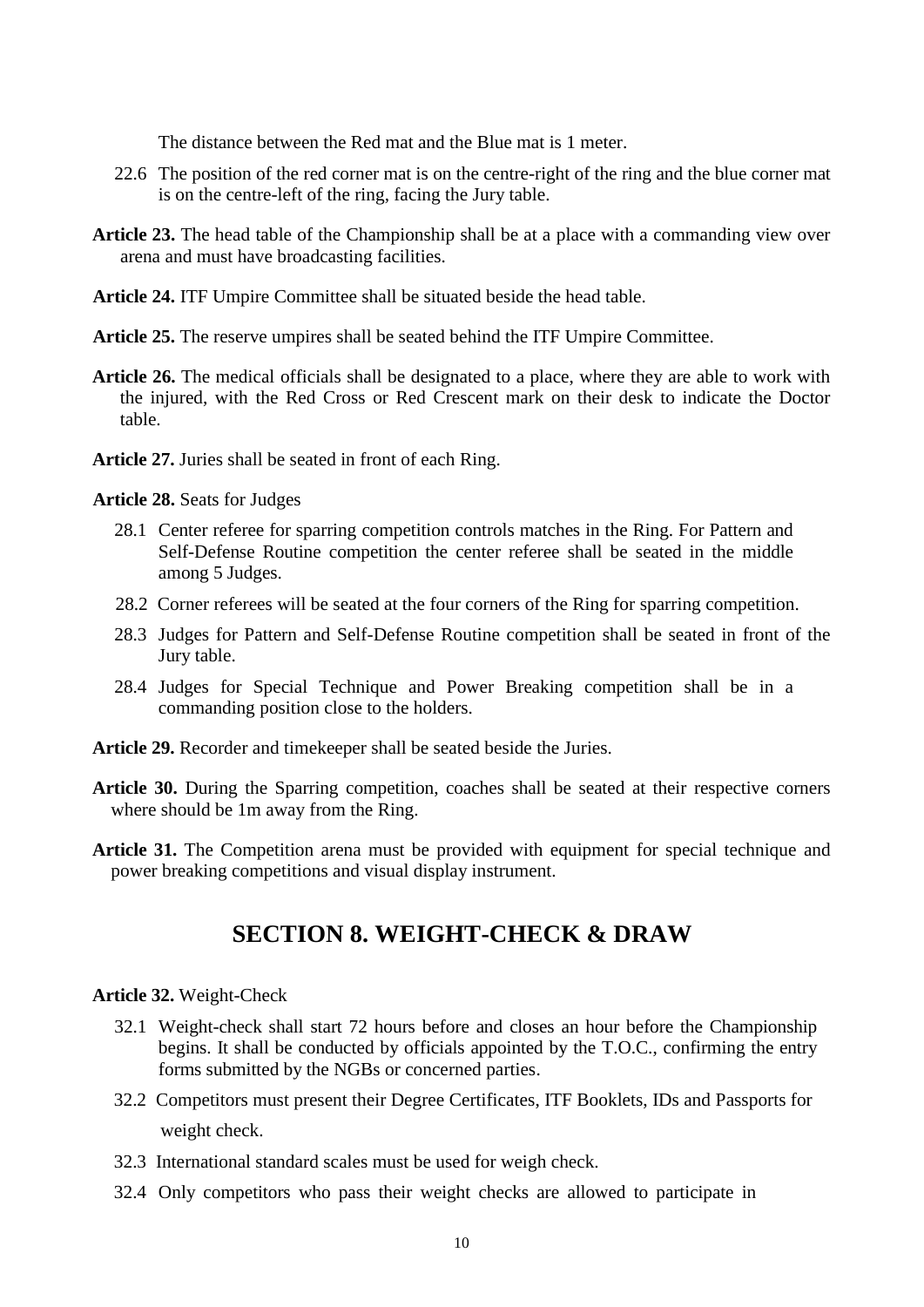The distance between the Red mat and the Blue mat is 1 meter.

22.6 The position of the red corner mat is on the centre-right of the ring and the blue corner mat is on the centre-left of the ring, facing the Jury table.

**Article 23.** The head table of the Championship shall be at a place with a commanding view over arena and must have broadcasting facilities.

**Article 24.** ITF Umpire Committee shall be situated beside the head table.

**Article 25.** The reserve umpires shall be seated behind the ITF Umpire Committee.

**Article 26.** The medical officials shall be designated to a place, where they are able to work with the injured, with the Red Cross or Red Crescent mark on their desk to indicate the Doctor table.

**Article 27.** Juries shall be seated in front of each Ring.

**Article 28.** Seats for Judges

28.1 Center referee for sparring competition controls matches in the Ring. For Pattern and Self-Defense Routine competition the center referee shall be seated in the middle among 5 Judges.

28.2 Corner referees will be seated at the four corners of the Ring for sparring competition.

28.3 Judges for Pattern and Self-Defense Routine competition shall be seated in front of the Jury table.

28.4 Judges for Special Technique and Power Breaking competition shall be in a commanding position close to the holders.

**Article 29.** Recorder and timekeeper shall be seated beside the Juries.

**Article 30.** During the Sparring competition, coaches shall be seated at their respective corners where should be 1m away from the Ring.

**Article 31.** The Competition arena must be provided with equipment for special technique and power breaking competitions and visual display instrument.

## SECTION 8. WEIGHT-CHECK & DRAW

**Article 32.** Weight-Check

32.1 Weight-check shall start 72 hours before and closes an hour before the Championship begins. It shall be conducted by officials appointed by the T.O.C., confirming the entry forms submitted by the NGBs or concerned parties.

32.2 Competitors must present their Degree Certificates, ITF Booklets, IDs and Passports for weight check.

32.3 International standard scales must be used for weigh check.

32.4 Only competitors who pass their weight checks are allowed to participate in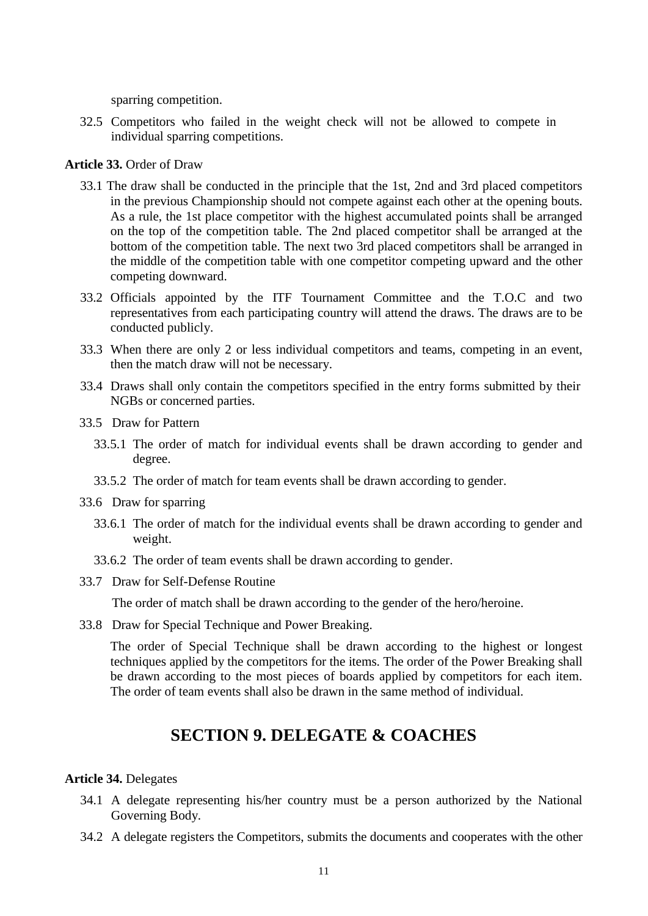sparring competition.

32.5 Competitors who failed in the weight check will not be allowed to compete in individual sparring competitions.

**Article 33.** Order of Draw

33.1 The draw shall be conducted in the principle that the 1st, 2nd and 3rd placed competitors in the previous Championship should not compete against each other at the opening bouts. As a rule, the 1st place competitor with the highest accumulated points shall be arranged on the top of the competition table. The 2nd placed competitor shall be arranged at the bottom of the competition table. The next two 3rd placed competitors shall be arranged in the middle of the competition table with one competitor competing upward and the other competing downward.

33.2 Officials appointed by the ITF Tournament Committee and the T.O.C and two representatives from each participating country will attend the draws. The draws are to be conducted publicly.

33.3 When there are only 2 or less individual competitors and teams, competing in an event, then the match draw will not be necessary.

33.4 Draws shall only contain the competitors specified in the entry forms submitted by their NGBs or concerned parties.

33.5 Draw for Pattern

33.5.1 The order of match for individual events shall be drawn according to gender and degree.

33.5.2 The order of match for team events shall be drawn according to gender.

33.6 Draw for sparring

33.6.1 The order of match for the individual events shall be drawn according to gender and weight.

33.6.2 The order of team events shall be drawn according to gender.

33.7 Draw for Self-Defense Routine

The order of match shall be drawn according to the gender of the hero/heroine.

33.8 Draw for Special Technique and Power Breaking.

The order of Special Technique shall be drawn according to the highest or longest techniques applied by the competitors for the items. The order of the Power Breaking shall be drawn according to the most pieces of boards applied by competitors for each item. The order of team events shall also be drawn in the same method of individual.

## SECTION 9. DELEGATE & COACHES

**Article 34.** Delegates

34.1 A delegate representing his/her country must be a person authorized by the National Governing Body.

34.2 A delegate registers the Competitors, submits the documents and cooperates with the other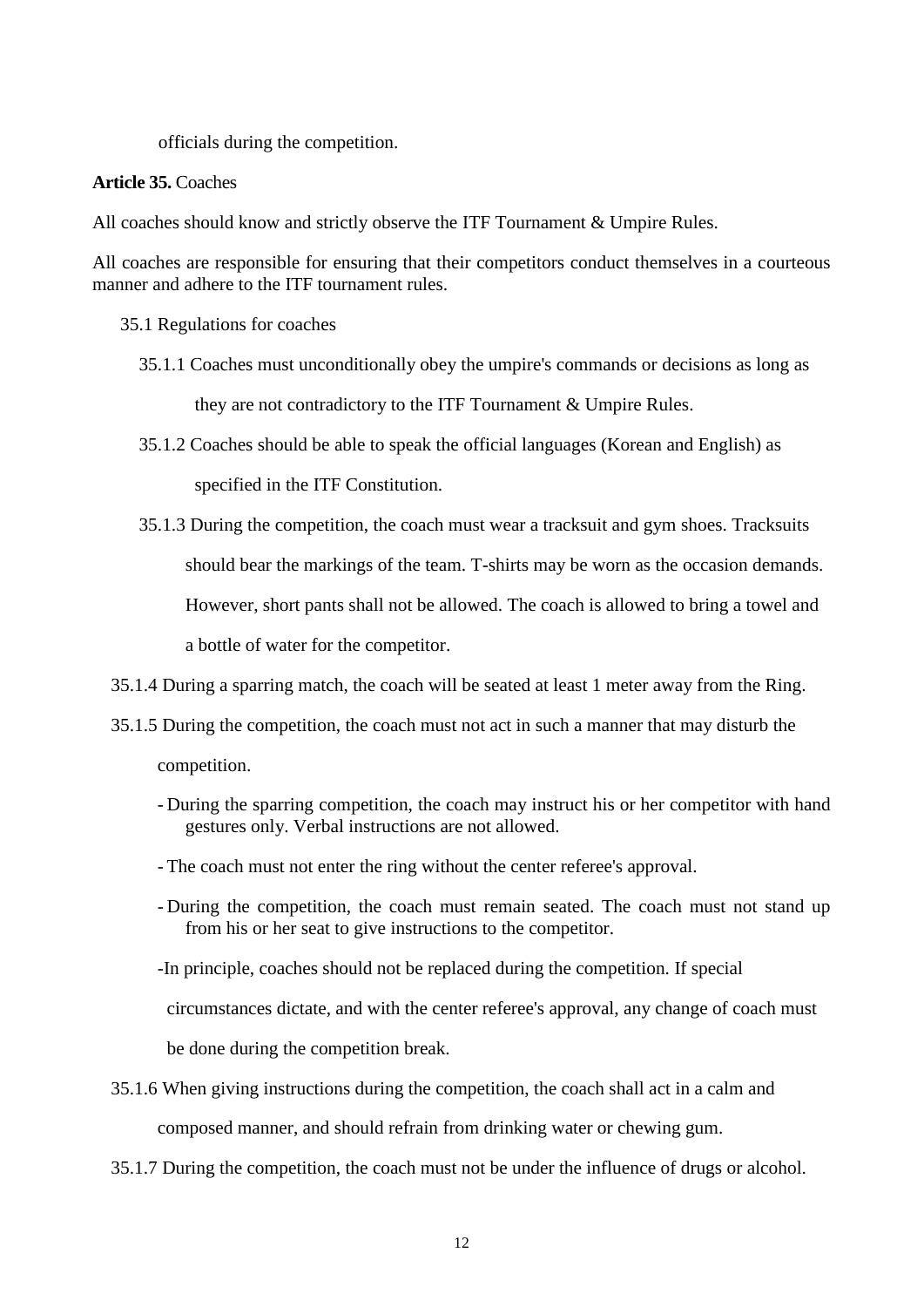officials during the competition.

**Article 35.** Coaches

All coaches should know and strictly observe the ITF Tournament & Umpire Rules.

All coaches are responsible for ensuring that their competitors conduct themselves in a courteous manner and adhere to the ITF tournament rules.

35.1 Regulations for coaches

35.1.1 Coaches must unconditionally obey the umpire's commands or decisions as long as they are not contradictory to the ITF Tournament & Umpire Rules.

35.1.2 Coaches should be able to speak the official languages (Korean and English) as specified in the ITF Constitution.

35.1.3 During the competition, the coach must wear a tracksuit and gym shoes. Tracksuits should bear the markings of the team. T-shirts may be worn as the occasion demands. However, short pants shall not be allowed. The coach is allowed to bring a towel and a bottle of water for the competitor.

35.1.4 During a sparring match, the coach will be seated at least 1 meter away from the Ring.

35.1.5 During the competition, the coach must not act in such a manner that may disturb the competition.

- During the sparring competition, the coach may instruct his or her competitor with hand gestures only. Verbal instructions are not allowed.
- The coach must not enter the ring without the center referee's approval.
- During the competition, the coach must remain seated. The coach must not stand up from his or her seat to give instructions to the competitor.
- In principle, coaches should not be replaced during the competition. If special circumstances dictate, and with the center referee's approval, any change of coach must be done during the competition break.

35.1.6 When giving instructions during the competition, the coach shall act in a calm and composed manner, and should refrain from drinking water or chewing gum.

35.1.7 During the competition, the coach must not be under the influence of drugs or alcohol.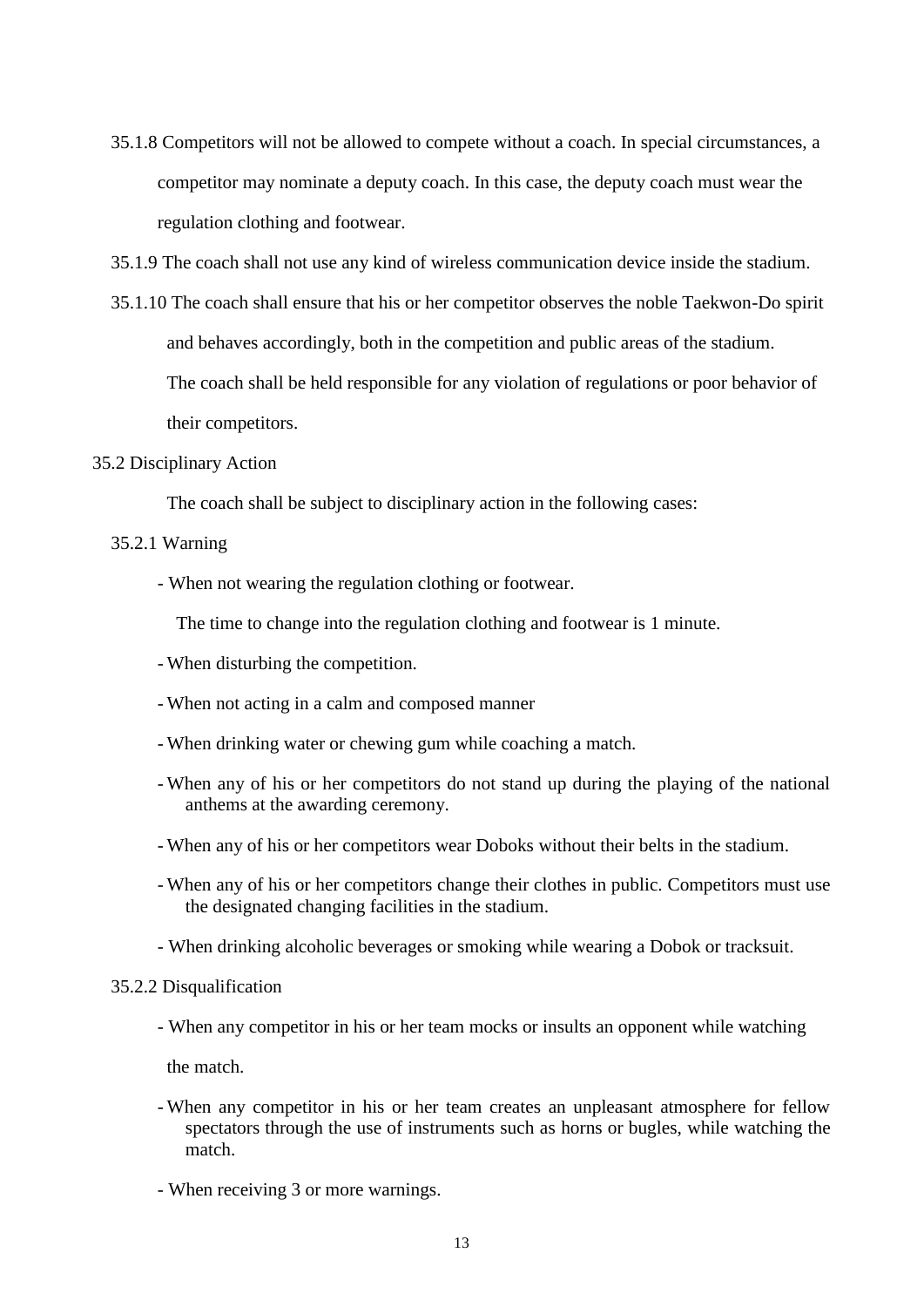35.1.8 Competitors will not be allowed to compete without a coach. In special circumstances, a competitor may nominate a deputy coach. In this case, the deputy coach must wear the regulation clothing and footwear.

35.1.9 The coach shall not use any kind of wireless communication device inside the stadium.

35.1.10 The coach shall ensure that his or her competitor observes the noble Taekwon-Do spirit and behaves accordingly, both in the competition and public areas of the stadium. The coach shall be held responsible for any violation of regulations or poor behavior of their competitors.

35.2 Disciplinary Action

The coach shall be subject to disciplinary action in the following cases:

35.2.1 Warning

- When not wearing the regulation clothing or footwear.
  The time to change into the regulation clothing and footwear is 1 minute.
- When disturbing the competition.
- When not acting in a calm and composed manner
- When drinking water or chewing gum while coaching a match.
- When any of his or her competitors do not stand up during the playing of the national anthems at the awarding ceremony.
- When any of his or her competitors wear Doboks without their belts in the stadium.
- When any of his or her competitors change their clothes in public. Competitors must use the designated changing facilities in the stadium.
- When drinking alcoholic beverages or smoking while wearing a Dobok or tracksuit.

35.2.2 Disqualification

- When any competitor in his or her team mocks or insults an opponent while watching the match.
- When any competitor in his or her team creates an unpleasant atmosphere for fellow spectators through the use of instruments such as horns or bugles, while watching the match.
- When receiving 3 or more warnings.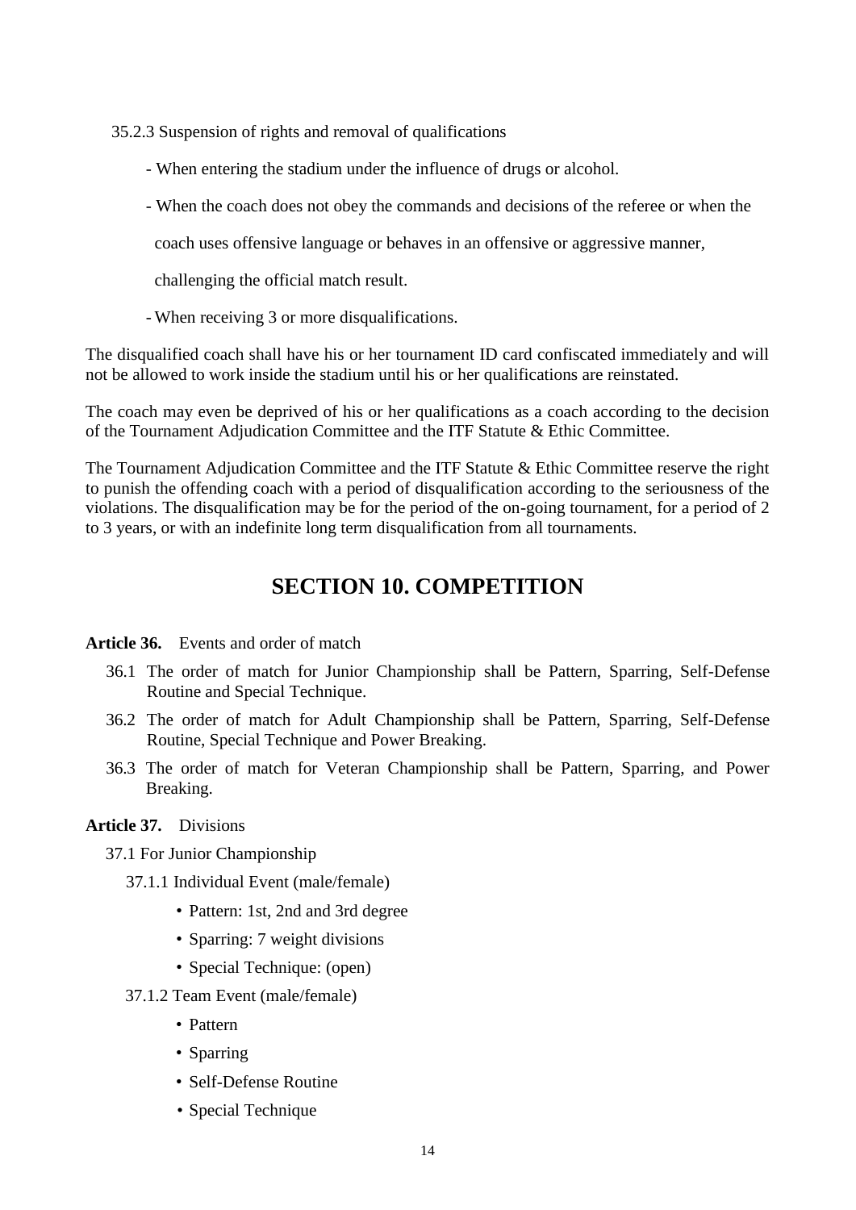35.2.3 Suspension of rights and removal of qualifications

- When entering the stadium under the influence of drugs or alcohol.
- When the coach does not obey the commands and decisions of the referee or when the coach uses offensive language or behaves in an offensive or aggressive manner, challenging the official match result.
- When receiving 3 or more disqualifications.

The disqualified coach shall have his or her tournament ID card confiscated immediately and will not be allowed to work inside the stadium until his or her qualifications are reinstated.

The coach may even be deprived of his or her qualifications as a coach according to the decision of the Tournament Adjudication Committee and the ITF Statute & Ethic Committee.

The Tournament Adjudication Committee and the ITF Statute & Ethic Committee reserve the right to punish the offending coach with a period of disqualification according to the seriousness of the violations. The disqualification may be for the period of the on-going tournament, for a period of 2 to 3 years, or with an indefinite long term disqualification from all tournaments.

## SECTION 10. COMPETITION

**Article 36.** Events and order of match

36.1 The order of match for Junior Championship shall be Pattern, Sparring, Self-Defense Routine and Special Technique.

36.2 The order of match for Adult Championship shall be Pattern, Sparring, Self-Defense Routine, Special Technique and Power Breaking.

36.3 The order of match for Veteran Championship shall be Pattern, Sparring, and Power Breaking.

**Article 37.** Divisions

37.1 For Junior Championship

37.1.1 Individual Event (male/female)

- Pattern: 1st, 2nd and 3rd degree
- Sparring: 7 weight divisions
- Special Technique: (open)

37.1.2 Team Event (male/female)

- Pattern
- Sparring
- Self-Defense Routine
- Special Technique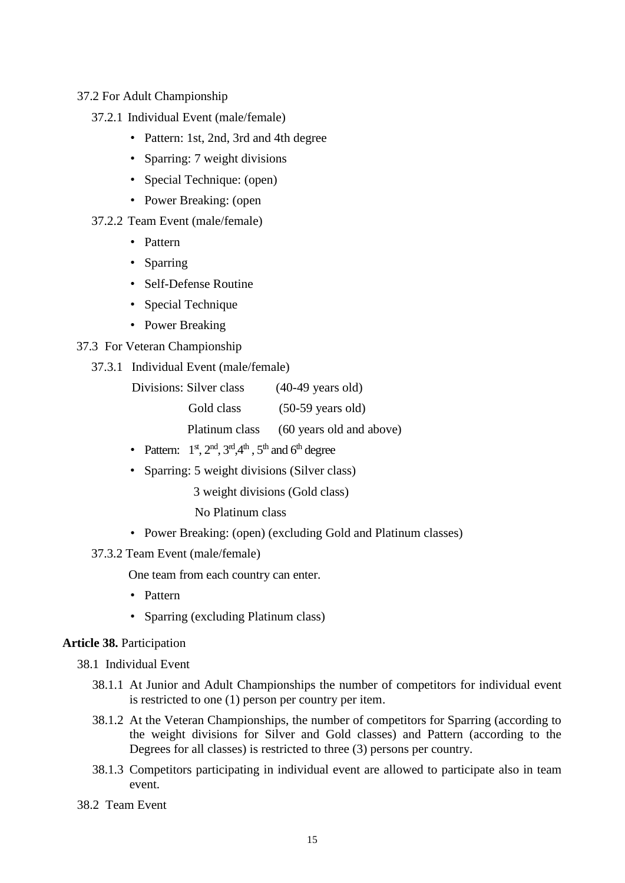37.2 For Adult Championship

37.2.1 Individual Event (male/female)

- Pattern: 1st, 2nd, 3rd and 4th degree
- Sparring: 7 weight divisions
- Special Technique: (open)
- Power Breaking: (open

37.2.2 Team Event (male/female)

- Pattern
- Sparring
- Self-Defense Routine
- Special Technique
- Power Breaking

37.3 For Veteran Championship

37.3.1 Individual Event (male/female)

Divisions: Silver class (40-49 years old)

Gold class (50-59 years old)

Platinum class (60 years old and above)

- Pattern: 1st, 2nd, 3rd, 4th, 5th and 6th degree
- Sparring: 5 weight divisions (Silver class)

  3 weight divisions (Gold class)

  No Platinum class
- Power Breaking: (open) (excluding Gold and Platinum classes)

37.3.2 Team Event (male/female)

One team from each country can enter.

- Pattern
- Sparring (excluding Platinum class)

**Article 38.** Participation

38.1 Individual Event

38.1.1 At Junior and Adult Championships the number of competitors for individual event is restricted to one (1) person per country per item.

38.1.2 At the Veteran Championships, the number of competitors for Sparring (according to the weight divisions for Silver and Gold classes) and Pattern (according to the Degrees for all classes) is restricted to three (3) persons per country.

38.1.3 Competitors participating in individual event are allowed to participate also in team event.

38.2 Team Event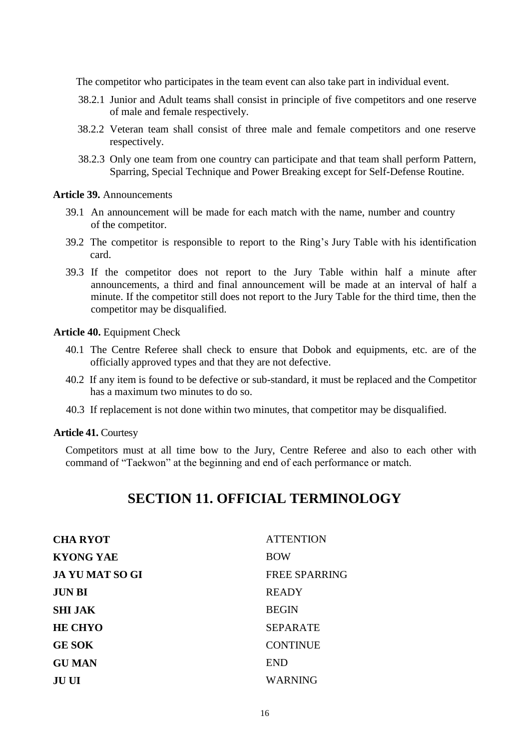The competitor who participates in the team event can also take part in individual event.

38.2.1 Junior and Adult teams shall consist in principle of five competitors and one reserve of male and female respectively.

38.2.2 Veteran team shall consist of three male and female competitors and one reserve respectively.

38.2.3 Only one team from one country can participate and that team shall perform Pattern, Sparring, Special Technique and Power Breaking except for Self-Defense Routine.

**Article 39.** Announcements

39.1 An announcement will be made for each match with the name, number and country of the competitor.

39.2 The competitor is responsible to report to the Ring's Jury Table with his identification card.

39.3 If the competitor does not report to the Jury Table within half a minute after announcements, a third and final announcement will be made at an interval of half a minute. If the competitor still does not report to the Jury Table for the third time, then the competitor may be disqualified.

**Article 40.** Equipment Check

40.1 The Centre Referee shall check to ensure that Dobok and equipments, etc. are of the officially approved types and that they are not defective.

40.2 If any item is found to be defective or sub-standard, it must be replaced and the Competitor has a maximum two minutes to do so.

40.3 If replacement is not done within two minutes, that competitor may be disqualified.

**Article 41.** Courtesy

Competitors must at all time bow to the Jury, Centre Referee and also to each other with command of "Taekwon" at the beginning and end of each performance or match.

## SECTION 11. OFFICIAL TERMINOLOGY

| | |
|---|---|
| **CHA RYOT** | ATTENTION |
| **KYONG YAE** | BOW |
| **JA YU MAT SO GI** | FREE SPARRING |
| **JUN BI** | READY |
| **SHI JAK** | BEGIN |
| **HE CHYO** | SEPARATE |
| **GE SOK** | CONTINUE |
| **GU MAN** | END |
| **JU UI** | WARNING |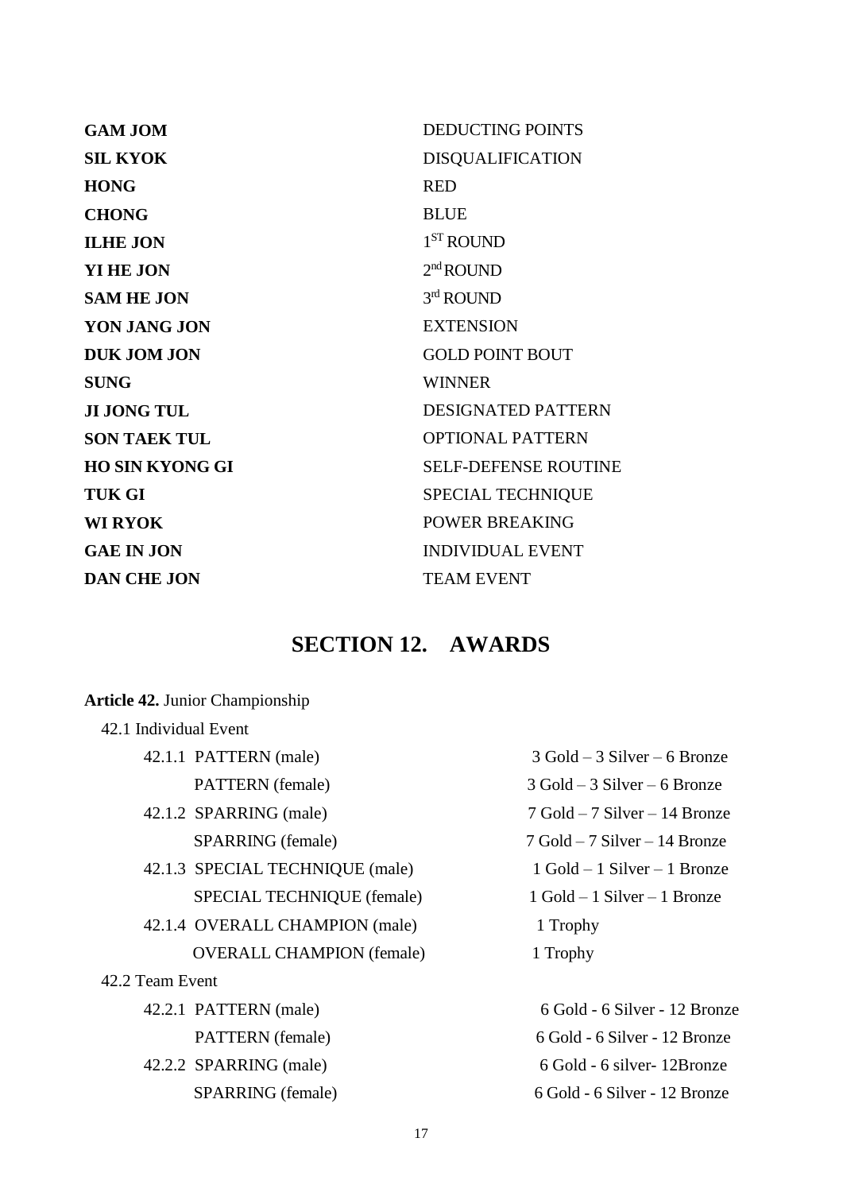| | |
|---|---|
| **GAM JOM** | DEDUCTING POINTS |
| **SIL KYOK** | DISQUALIFICATION |
| **HONG** | RED |
| **CHONG** | BLUE |
| **ILHE JON** | 1ST ROUND |
| **YI HE JON** | 2nd ROUND |
| **SAM HE JON** | 3rd ROUND |
| **YON JANG JON** | EXTENSION |
| **DUK JOM JON** | GOLD POINT BOUT |
| **SUNG** | WINNER |
| **JI JONG TUL** | DESIGNATED PATTERN |
| **SON TAEK TUL** | OPTIONAL PATTERN |
| **HO SIN KYONG GI** | SELF-DEFENSE ROUTINE |
| **TUK GI** | SPECIAL TECHNIQUE |
| **WI RYOK** | POWER BREAKING |
| **GAE IN JON** | INDIVIDUAL EVENT |
| **DAN CHE JON** | TEAM EVENT |

## SECTION 12. AWARDS

**Article 42.** Junior Championship

42.1 Individual Event

| | |
|---|---|
| 42.1.1 PATTERN (male) | 3 Gold – 3 Silver – 6 Bronze |
| PATTERN (female) | 3 Gold – 3 Silver – 6 Bronze |
| 42.1.2 SPARRING (male) | 7 Gold – 7 Silver – 14 Bronze |
| SPARRING (female) | 7 Gold – 7 Silver – 14 Bronze |
| 42.1.3 SPECIAL TECHNIQUE (male) | 1 Gold – 1 Silver – 1 Bronze |
| SPECIAL TECHNIQUE (female) | 1 Gold – 1 Silver – 1 Bronze |
| 42.1.4 OVERALL CHAMPION (male) | 1 Trophy |
| OVERALL CHAMPION (female) | 1 Trophy |

42.2 Team Event

| | |
|---|---|
| 42.2.1 PATTERN (male) | 6 Gold - 6 Silver - 12 Bronze |
| PATTERN (female) | 6 Gold - 6 Silver - 12 Bronze |
| 42.2.2 SPARRING (male) | 6 Gold - 6 silver- 12Bronze |
| SPARRING (female) | 6 Gold - 6 Silver - 12 Bronze |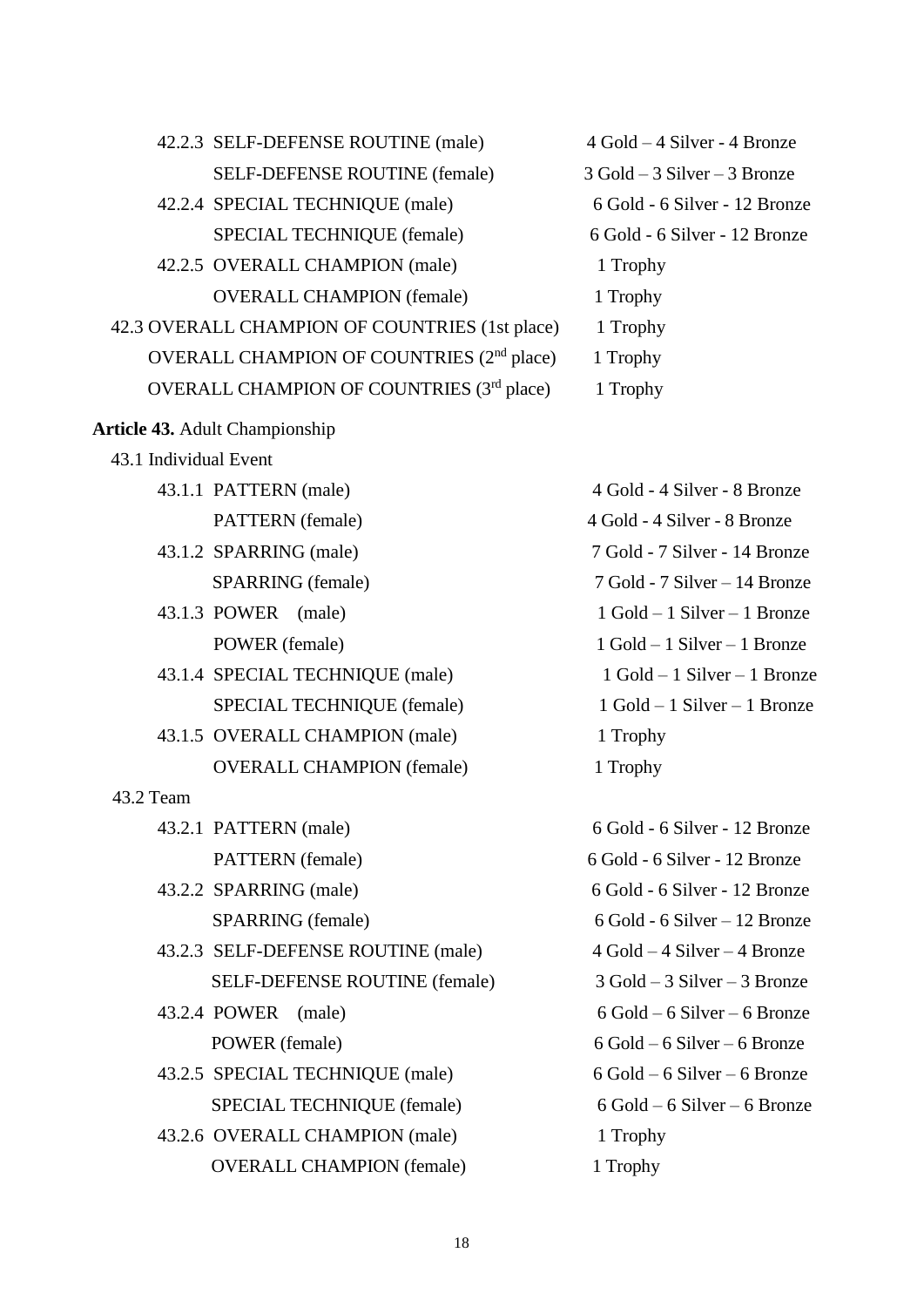42.2.3 SELF-DEFENSE ROUTINE (male) — 4 Gold – 4 Silver - 4 Bronze

SELF-DEFENSE ROUTINE (female) — 3 Gold – 3 Silver – 3 Bronze

42.2.4 SPECIAL TECHNIQUE (male) — 6 Gold - 6 Silver - 12 Bronze

SPECIAL TECHNIQUE (female) — 6 Gold - 6 Silver - 12 Bronze

42.2.5 OVERALL CHAMPION (male) — 1 Trophy

OVERALL CHAMPION (female) — 1 Trophy

42.3 OVERALL CHAMPION OF COUNTRIES (1st place) — 1 Trophy

OVERALL CHAMPION OF COUNTRIES (2nd place) — 1 Trophy

OVERALL CHAMPION OF COUNTRIES (3rd place) — 1 Trophy

**Article 43.** Adult Championship

43.1 Individual Event

43.1.1 PATTERN (male) — 4 Gold - 4 Silver - 8 Bronze

PATTERN (female) — 4 Gold - 4 Silver - 8 Bronze

43.1.2 SPARRING (male) — 7 Gold - 7 Silver - 14 Bronze

SPARRING (female) — 7 Gold - 7 Silver – 14 Bronze

43.1.3 POWER (male) — 1 Gold – 1 Silver – 1 Bronze

POWER (female) — 1 Gold – 1 Silver – 1 Bronze

43.1.4 SPECIAL TECHNIQUE (male) — 1 Gold – 1 Silver – 1 Bronze

SPECIAL TECHNIQUE (female) — 1 Gold – 1 Silver – 1 Bronze

43.1.5 OVERALL CHAMPION (male) — 1 Trophy

OVERALL CHAMPION (female) — 1 Trophy

43.2 Team

43.2.1 PATTERN (male) — 6 Gold - 6 Silver - 12 Bronze

PATTERN (female) — 6 Gold - 6 Silver - 12 Bronze

43.2.2 SPARRING (male) — 6 Gold - 6 Silver - 12 Bronze

SPARRING (female) — 6 Gold - 6 Silver – 12 Bronze

43.2.3 SELF-DEFENSE ROUTINE (male) — 4 Gold – 4 Silver – 4 Bronze

SELF-DEFENSE ROUTINE (female) — 3 Gold – 3 Silver – 3 Bronze

43.2.4 POWER (male) — 6 Gold – 6 Silver – 6 Bronze

POWER (female) — 6 Gold – 6 Silver – 6 Bronze

43.2.5 SPECIAL TECHNIQUE (male) — 6 Gold – 6 Silver – 6 Bronze

SPECIAL TECHNIQUE (female) — 6 Gold – 6 Silver – 6 Bronze

43.2.6 OVERALL CHAMPION (male) — 1 Trophy

OVERALL CHAMPION (female) — 1 Trophy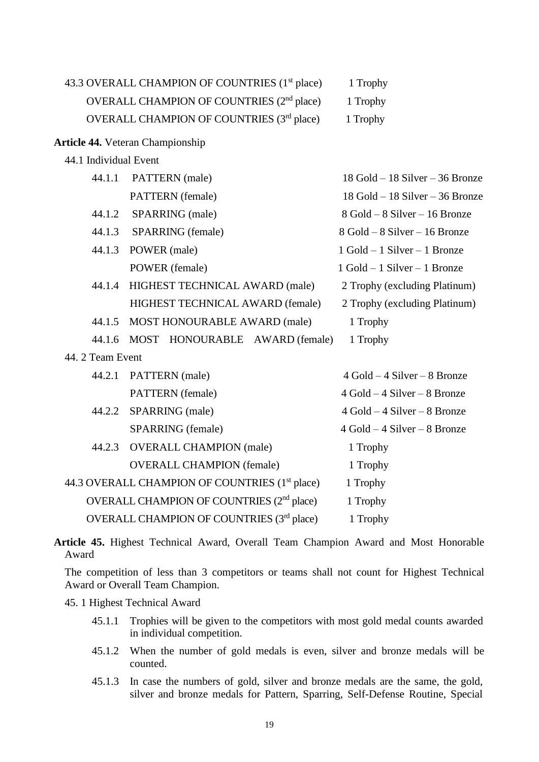| | |
|---|---|
| 43.3 OVERALL CHAMPION OF COUNTRIES (1st place) | 1 Trophy |
| OVERALL CHAMPION OF COUNTRIES (2nd place) | 1 Trophy |
| OVERALL CHAMPION OF COUNTRIES (3rd place) | 1 Trophy |

**Article 44.** Veteran Championship

44.1 Individual Event

| | | |
|---|---|---|
| 44.1.1 | PATTERN (male) | 18 Gold – 18 Silver – 36 Bronze |
| | PATTERN (female) | 18 Gold – 18 Silver – 36 Bronze |
| 44.1.2 | SPARRING (male) | 8 Gold – 8 Silver – 16 Bronze |
| 44.1.3 | SPARRING (female) | 8 Gold – 8 Silver – 16 Bronze |
| 44.1.3 | POWER (male) | 1 Gold – 1 Silver – 1 Bronze |
| | POWER (female) | 1 Gold – 1 Silver – 1 Bronze |
| 44.1.4 | HIGHEST TECHNICAL AWARD (male) | 2 Trophy (excluding Platinum) |
| | HIGHEST TECHNICAL AWARD (female) | 2 Trophy (excluding Platinum) |
| 44.1.5 | MOST HONOURABLE AWARD (male) | 1 Trophy |
| 44.1.6 | MOST HONOURABLE AWARD (female) | 1 Trophy |

44. 2 Team Event

| | | |
|---|---|---|
| 44.2.1 | PATTERN (male) | 4 Gold – 4 Silver – 8 Bronze |
| | PATTERN (female) | 4 Gold – 4 Silver – 8 Bronze |
| 44.2.2 | SPARRING (male) | 4 Gold – 4 Silver – 8 Bronze |
| | SPARRING (female) | 4 Gold – 4 Silver – 8 Bronze |
| 44.2.3 | OVERALL CHAMPION (male) | 1 Trophy |
| | OVERALL CHAMPION (female) | 1 Trophy |

| | |
|---|---|
| 44.3 OVERALL CHAMPION OF COUNTRIES (1st place) | 1 Trophy |
| OVERALL CHAMPION OF COUNTRIES (2nd place) | 1 Trophy |
| OVERALL CHAMPION OF COUNTRIES (3rd place) | 1 Trophy |

**Article 45.** Highest Technical Award, Overall Team Champion Award and Most Honorable Award

The competition of less than 3 competitors or teams shall not count for Highest Technical Award or Overall Team Champion.

45. 1 Highest Technical Award

45.1.1 Trophies will be given to the competitors with most gold medal counts awarded in individual competition.

45.1.2 When the number of gold medals is even, silver and bronze medals will be counted.

45.1.3 In case the numbers of gold, silver and bronze medals are the same, the gold, silver and bronze medals for Pattern, Sparring, Self-Defense Routine, Special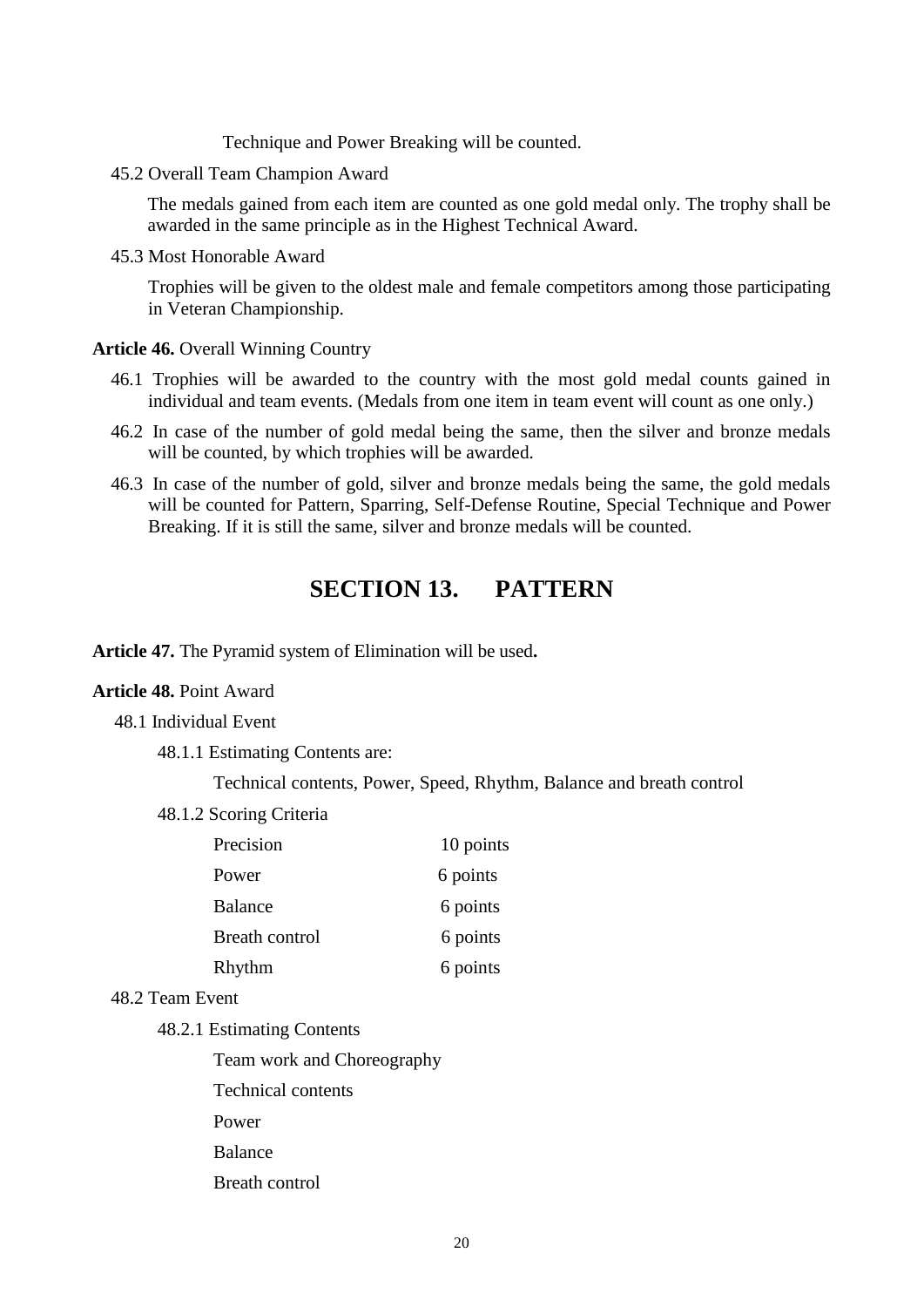Technique and Power Breaking will be counted.

45.2 Overall Team Champion Award

The medals gained from each item are counted as one gold medal only. The trophy shall be awarded in the same principle as in the Highest Technical Award.

45.3 Most Honorable Award

Trophies will be given to the oldest male and female competitors among those participating in Veteran Championship.

**Article 46.** Overall Winning Country

46.1 Trophies will be awarded to the country with the most gold medal counts gained in individual and team events. (Medals from one item in team event will count as one only.)

46.2 In case of the number of gold medal being the same, then the silver and bronze medals will be counted, by which trophies will be awarded.

46.3 In case of the number of gold, silver and bronze medals being the same, the gold medals will be counted for Pattern, Sparring, Self-Defense Routine, Special Technique and Power Breaking. If it is still the same, silver and bronze medals will be counted.

## SECTION 13. PATTERN

**Article 47.** The Pyramid system of Elimination will be used**.**

**Article 48.** Point Award

48.1 Individual Event

48.1.1 Estimating Contents are:

Technical contents, Power, Speed, Rhythm, Balance and breath control

48.1.2 Scoring Criteria

| | |
|---|---|
| Precision | 10 points |
| Power | 6 points |
| Balance | 6 points |
| Breath control | 6 points |
| Rhythm | 6 points |

48.2 Team Event

48.2.1 Estimating Contents

Team work and Choreography

Technical contents

Power

Balance

Breath control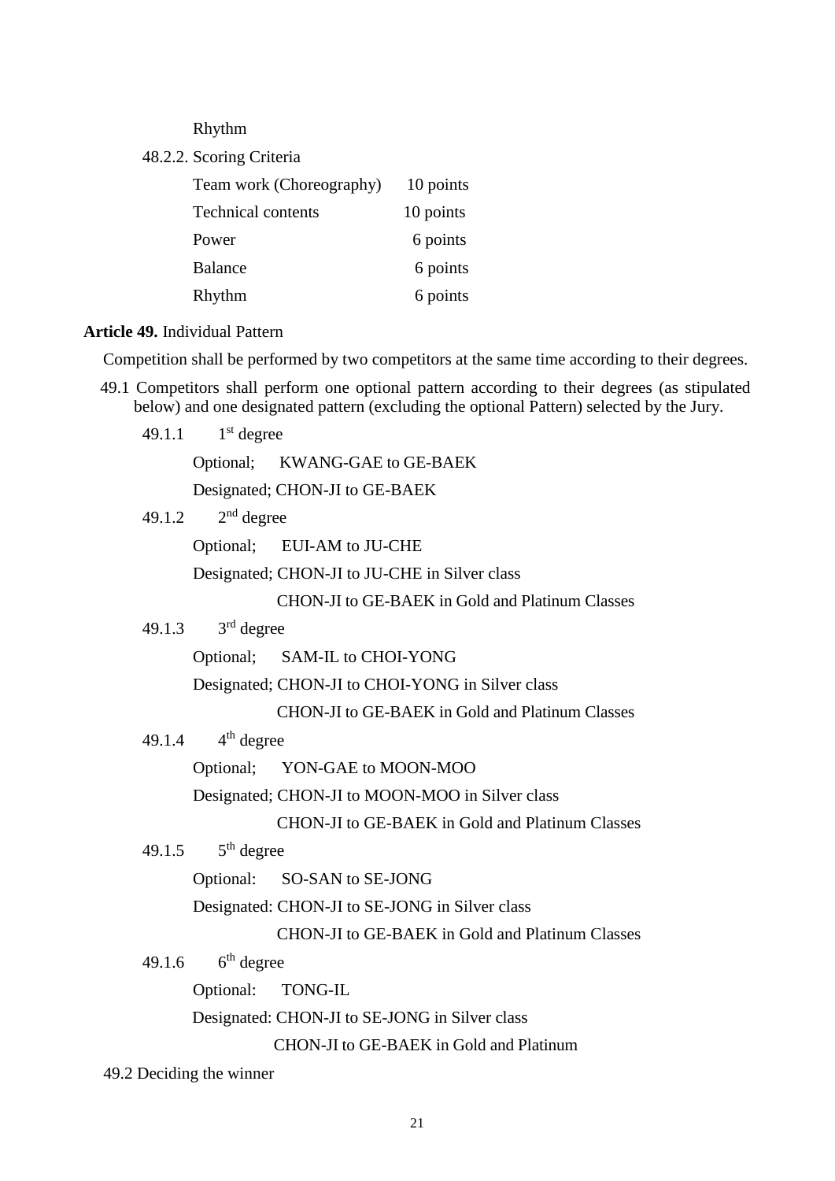Rhythm

48.2.2. Scoring Criteria

| | |
|---|---|
| Team work (Choreography) | 10 points |
| Technical contents | 10 points |
| Power | 6 points |
| Balance | 6 points |
| Rhythm | 6 points |

**Article 49.** Individual Pattern

Competition shall be performed by two competitors at the same time according to their degrees.

49.1 Competitors shall perform one optional pattern according to their degrees (as stipulated below) and one designated pattern (excluding the optional Pattern) selected by the Jury.

49.1.1 1st degree

Optional; KWANG-GAE to GE-BAEK

Designated; CHON-JI to GE-BAEK

49.1.2 2nd degree

Optional; EUI-AM to JU-CHE

Designated; CHON-JI to JU-CHE in Silver class

CHON-JI to GE-BAEK in Gold and Platinum Classes

49.1.3 3rd degree

Optional; SAM-IL to CHOI-YONG

Designated; CHON-JI to CHOI-YONG in Silver class

CHON-JI to GE-BAEK in Gold and Platinum Classes

49.1.4 4th degree

Optional; YON-GAE to MOON-MOO

Designated; CHON-JI to MOON-MOO in Silver class

CHON-JI to GE-BAEK in Gold and Platinum Classes

49.1.5 5th degree

Optional: SO-SAN to SE-JONG

Designated: CHON-JI to SE-JONG in Silver class

CHON-JI to GE-BAEK in Gold and Platinum Classes

49.1.6 6th degree

Optional: TONG-IL

Designated: CHON-JI to SE-JONG in Silver class

CHON-JI to GE-BAEK in Gold and Platinum

49.2 Deciding the winner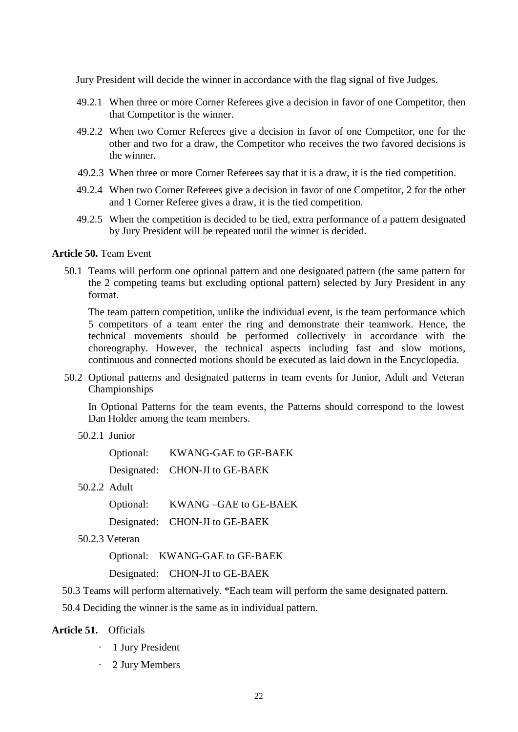Jury President will decide the winner in accordance with the flag signal of five Judges.

49.2.1 When three or more Corner Referees give a decision in favor of one Competitor, then that Competitor is the winner.

49.2.2 When two Corner Referees give a decision in favor of one Competitor, one for the other and two for a draw, the Competitor who receives the two favored decisions is the winner.

49.2.3 When three or more Corner Referees say that it is a draw, it is the tied competition.

49.2.4 When two Corner Referees give a decision in favor of one Competitor, 2 for the other and 1 Corner Referee gives a draw, it is the tied competition.

49.2.5 When the competition is decided to be tied, extra performance of a pattern designated by Jury President will be repeated until the winner is decided.

**Article 50.** Team Event

50.1 Teams will perform one optional pattern and one designated pattern (the same pattern for the 2 competing teams but excluding optional pattern) selected by Jury President in any format.

The team pattern competition, unlike the individual event, is the team performance which 5 competitors of a team enter the ring and demonstrate their teamwork. Hence, the technical movements should be performed collectively in accordance with the choreography. However, the technical aspects including fast and slow motions, continuous and connected motions should be executed as laid down in the Encyclopedia.

50.2 Optional patterns and designated patterns in team events for Junior, Adult and Veteran Championships

In Optional Patterns for the team events, the Patterns should correspond to the lowest Dan Holder among the team members.

50.2.1 Junior

Optional: KWANG-GAE to GE-BAEK

Designated: CHON-JI to GE-BAEK

50.2.2 Adult

Optional: KWANG –GAE to GE-BAEK

Designated: CHON-JI to GE-BAEK

50.2.3 Veteran

Optional: KWANG-GAE to GE-BAEK

Designated: CHON-JI to GE-BAEK

50.3 Teams will perform alternatively. *Each team will perform the same designated pattern.

50.4 Deciding the winner is the same as in individual pattern.

**Article 51.** Officials

- 1 Jury President
- 2 Jury Members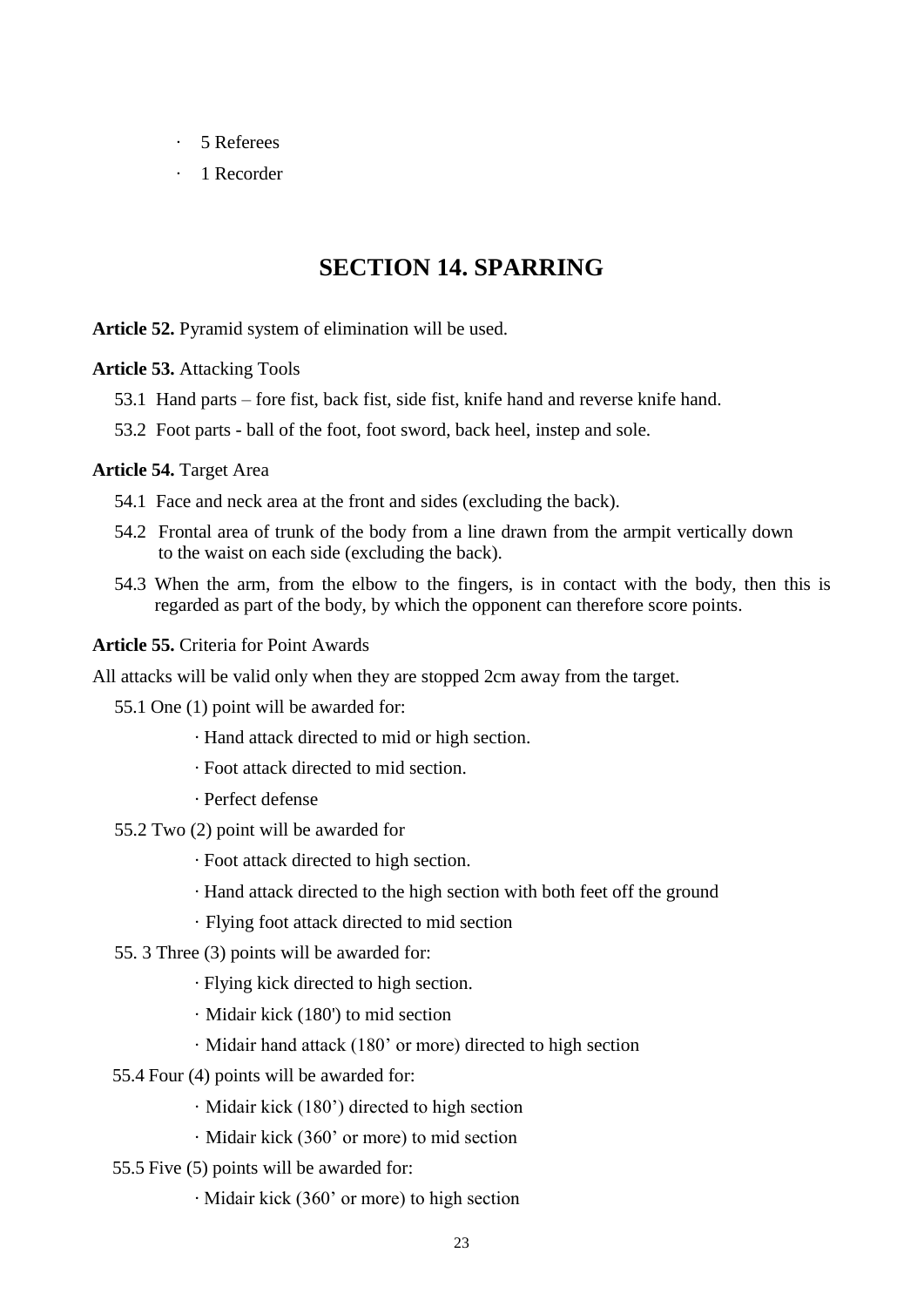- 5 Referees
- 1 Recorder

## SECTION 14. SPARRING

**Article 52.** Pyramid system of elimination will be used.

**Article 53.** Attacking Tools

53.1 Hand parts – fore fist, back fist, side fist, knife hand and reverse knife hand.

53.2 Foot parts - ball of the foot, foot sword, back heel, instep and sole.

**Article 54.** Target Area

54.1 Face and neck area at the front and sides (excluding the back).

54.2 Frontal area of trunk of the body from a line drawn from the armpit vertically down to the waist on each side (excluding the back).

54.3 When the arm, from the elbow to the fingers, is in contact with the body, then this is regarded as part of the body, by which the opponent can therefore score points.

**Article 55.** Criteria for Point Awards

All attacks will be valid only when they are stopped 2cm away from the target.

55.1 One (1) point will be awarded for:

- Hand attack directed to mid or high section.
- Foot attack directed to mid section.
- Perfect defense

55.2 Two (2) point will be awarded for

- Foot attack directed to high section.
- Hand attack directed to the high section with both feet off the ground
- Flying foot attack directed to mid section

55. 3 Three (3) points will be awarded for:

- Flying kick directed to high section.
- Midair kick (180') to mid section
- Midair hand attack (180' or more) directed to high section

55.4 Four (4) points will be awarded for:

- Midair kick (180') directed to high section
- Midair kick (360' or more) to mid section

55.5 Five (5) points will be awarded for:

- Midair kick (360' or more) to high section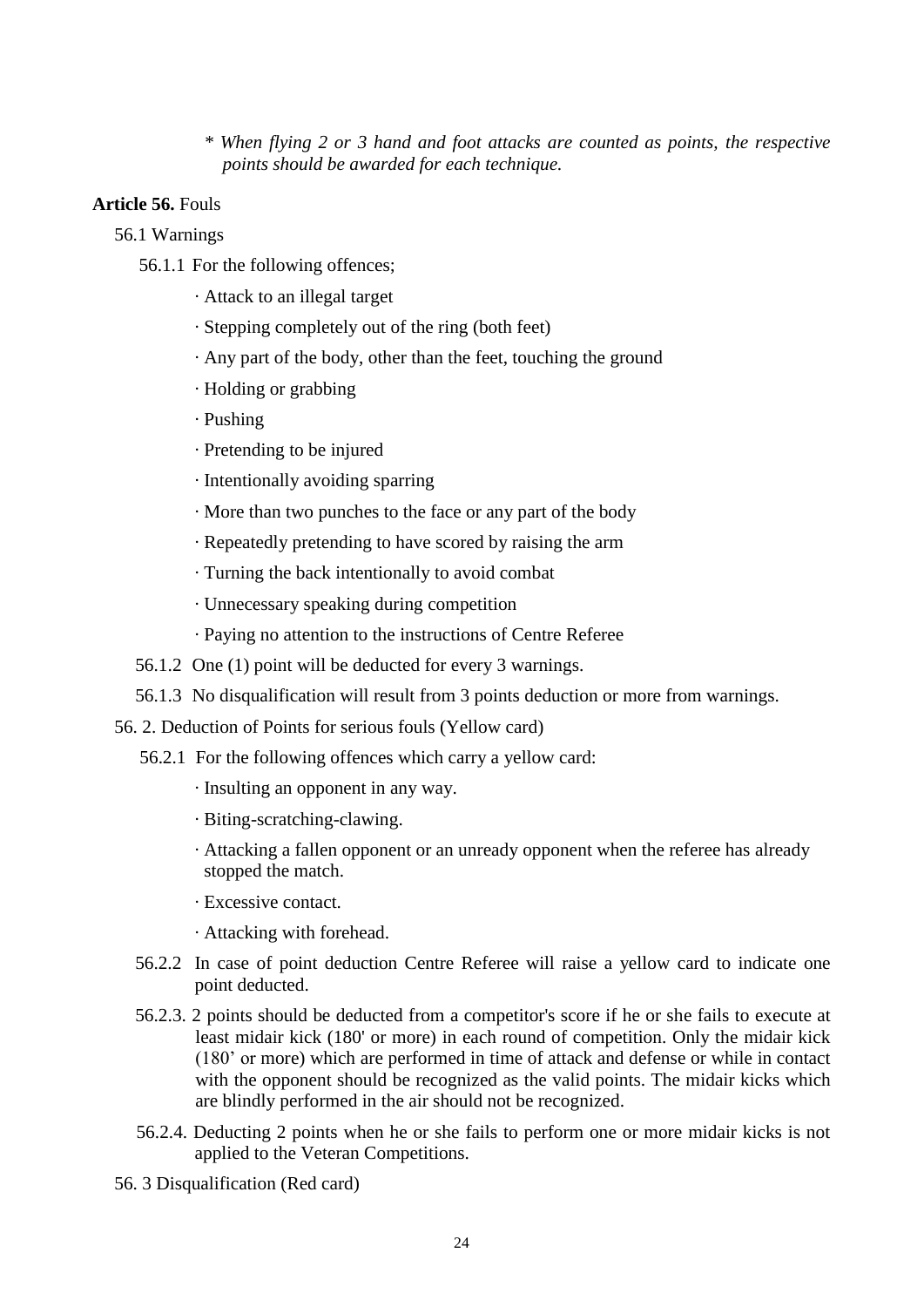*\* When flying 2 or 3 hand and foot attacks are counted as points, the respective points should be awarded for each technique.*

**Article 56.** Fouls

56.1 Warnings

56.1.1 For the following offences;

- · Attack to an illegal target
- · Stepping completely out of the ring (both feet)
- · Any part of the body, other than the feet, touching the ground
- · Holding or grabbing
- · Pushing
- · Pretending to be injured
- · Intentionally avoiding sparring
- · More than two punches to the face or any part of the body
- · Repeatedly pretending to have scored by raising the arm
- · Turning the back intentionally to avoid combat
- · Unnecessary speaking during competition
- · Paying no attention to the instructions of Centre Referee

56.1.2 One (1) point will be deducted for every 3 warnings.

56.1.3 No disqualification will result from 3 points deduction or more from warnings.

56. 2. Deduction of Points for serious fouls (Yellow card)

56.2.1 For the following offences which carry a yellow card:

- · Insulting an opponent in any way.
- · Biting-scratching-clawing.
- · Attacking a fallen opponent or an unready opponent when the referee has already stopped the match.
- · Excessive contact.
- · Attacking with forehead.

56.2.2 In case of point deduction Centre Referee will raise a yellow card to indicate one point deducted.

56.2.3. 2 points should be deducted from a competitor's score if he or she fails to execute at least midair kick (180' or more) in each round of competition. Only the midair kick (180' or more) which are performed in time of attack and defense or while in contact with the opponent should be recognized as the valid points. The midair kicks which are blindly performed in the air should not be recognized.

56.2.4. Deducting 2 points when he or she fails to perform one or more midair kicks is not applied to the Veteran Competitions.

56. 3 Disqualification (Red card)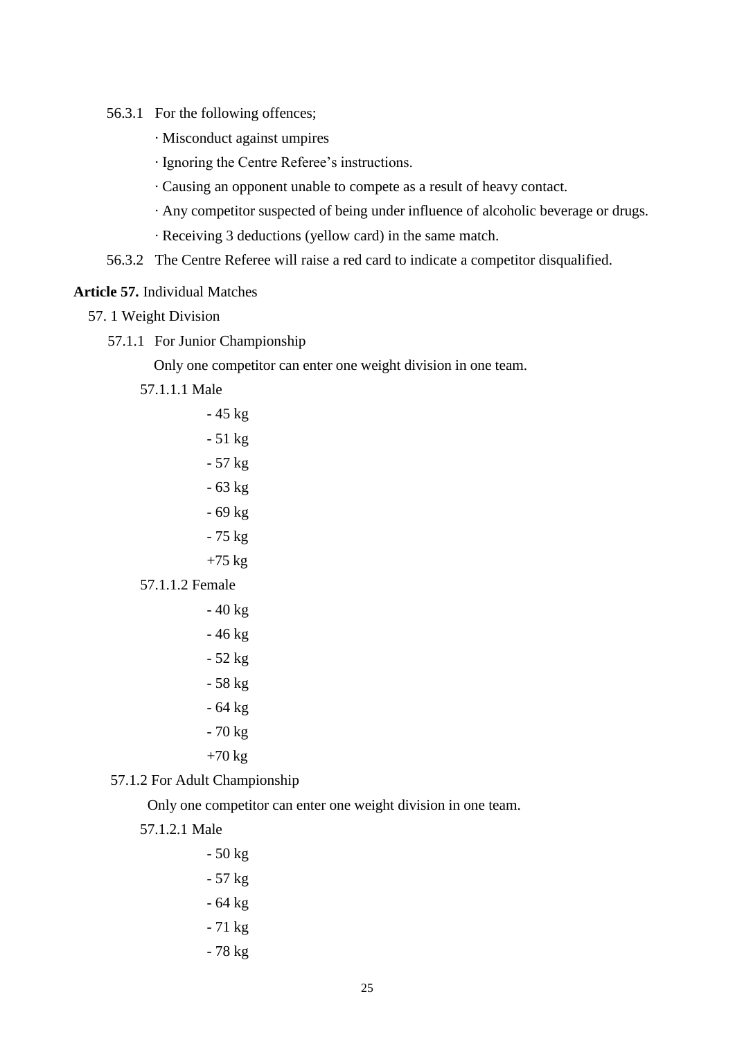56.3.1 For the following offences;

· Misconduct against umpires

· Ignoring the Centre Referee’s instructions.

· Causing an opponent unable to compete as a result of heavy contact.

· Any competitor suspected of being under influence of alcoholic beverage or drugs.

· Receiving 3 deductions (yellow card) in the same match.

56.3.2 The Centre Referee will raise a red card to indicate a competitor disqualified.

**Article 57.** Individual Matches

57. 1 Weight Division

57.1.1 For Junior Championship

Only one competitor can enter one weight division in one team.

57.1.1.1 Male

- 45 kg
- 51 kg
- 57 kg
- 63 kg
- 69 kg
- 75 kg

+75 kg

57.1.1.2 Female

- 40 kg
- 46 kg
- 52 kg
- 58 kg
- 64 kg
- 70 kg

+70 kg

57.1.2 For Adult Championship

Only one competitor can enter one weight division in one team.

57.1.2.1 Male

- 50 kg
- 57 kg
- 64 kg
- 71 kg
- 78 kg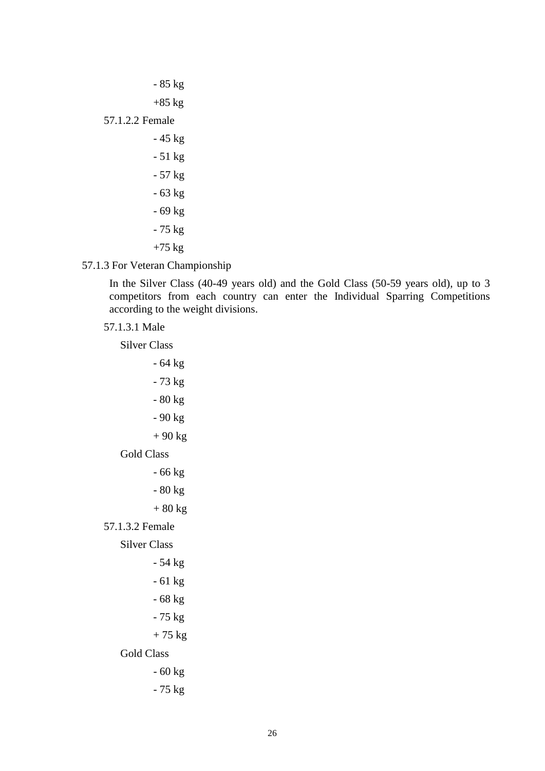- 85 kg

+85 kg

57.1.2.2 Female

- 45 kg
- 51 kg
- 57 kg
- 63 kg
- 69 kg
- 75 kg

+75 kg

57.1.3 For Veteran Championship

In the Silver Class (40-49 years old) and the Gold Class (50-59 years old), up to 3 competitors from each country can enter the Individual Sparring Competitions according to the weight divisions.

57.1.3.1 Male

Silver Class

- 64 kg
- 73 kg
- 80 kg
- 90 kg

+ 90 kg

Gold Class

- 66 kg
- 80 kg

+ 80 kg

57.1.3.2 Female

Silver Class

- 54 kg
- 61 kg
- 68 kg
- 75 kg

+ 75 kg

Gold Class

- 60 kg
- 75 kg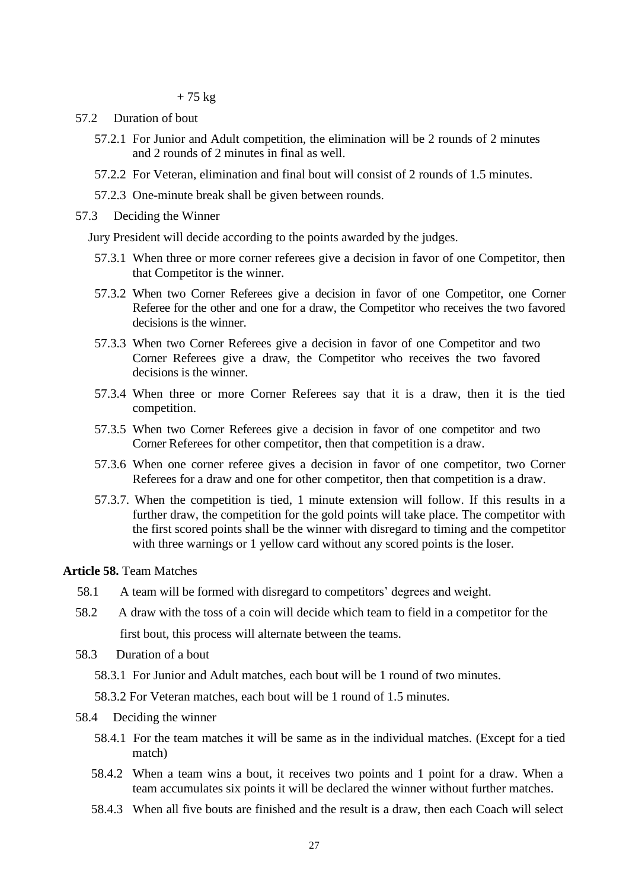+ 75 kg

57.2 Duration of bout

57.2.1 For Junior and Adult competition, the elimination will be 2 rounds of 2 minutes and 2 rounds of 2 minutes in final as well.

57.2.2 For Veteran, elimination and final bout will consist of 2 rounds of 1.5 minutes.

57.2.3 One-minute break shall be given between rounds.

57.3 Deciding the Winner

Jury President will decide according to the points awarded by the judges.

57.3.1 When three or more corner referees give a decision in favor of one Competitor, then that Competitor is the winner.

57.3.2 When two Corner Referees give a decision in favor of one Competitor, one Corner Referee for the other and one for a draw, the Competitor who receives the two favored decisions is the winner.

57.3.3 When two Corner Referees give a decision in favor of one Competitor and two Corner Referees give a draw, the Competitor who receives the two favored decisions is the winner.

57.3.4 When three or more Corner Referees say that it is a draw, then it is the tied competition.

57.3.5 When two Corner Referees give a decision in favor of one competitor and two Corner Referees for other competitor, then that competition is a draw.

57.3.6 When one corner referee gives a decision in favor of one competitor, two Corner Referees for a draw and one for other competitor, then that competition is a draw.

57.3.7. When the competition is tied, 1 minute extension will follow. If this results in a further draw, the competition for the gold points will take place. The competitor with the first scored points shall be the winner with disregard to timing and the competitor with three warnings or 1 yellow card without any scored points is the loser.

**Article 58.** Team Matches

58.1 A team will be formed with disregard to competitors' degrees and weight.

58.2 A draw with the toss of a coin will decide which team to field in a competitor for the first bout, this process will alternate between the teams.

58.3 Duration of a bout

58.3.1 For Junior and Adult matches, each bout will be 1 round of two minutes.

58.3.2 For Veteran matches, each bout will be 1 round of 1.5 minutes.

58.4 Deciding the winner

58.4.1 For the team matches it will be same as in the individual matches. (Except for a tied match)

58.4.2 When a team wins a bout, it receives two points and 1 point for a draw. When a team accumulates six points it will be declared the winner without further matches.

58.4.3 When all five bouts are finished and the result is a draw, then each Coach will select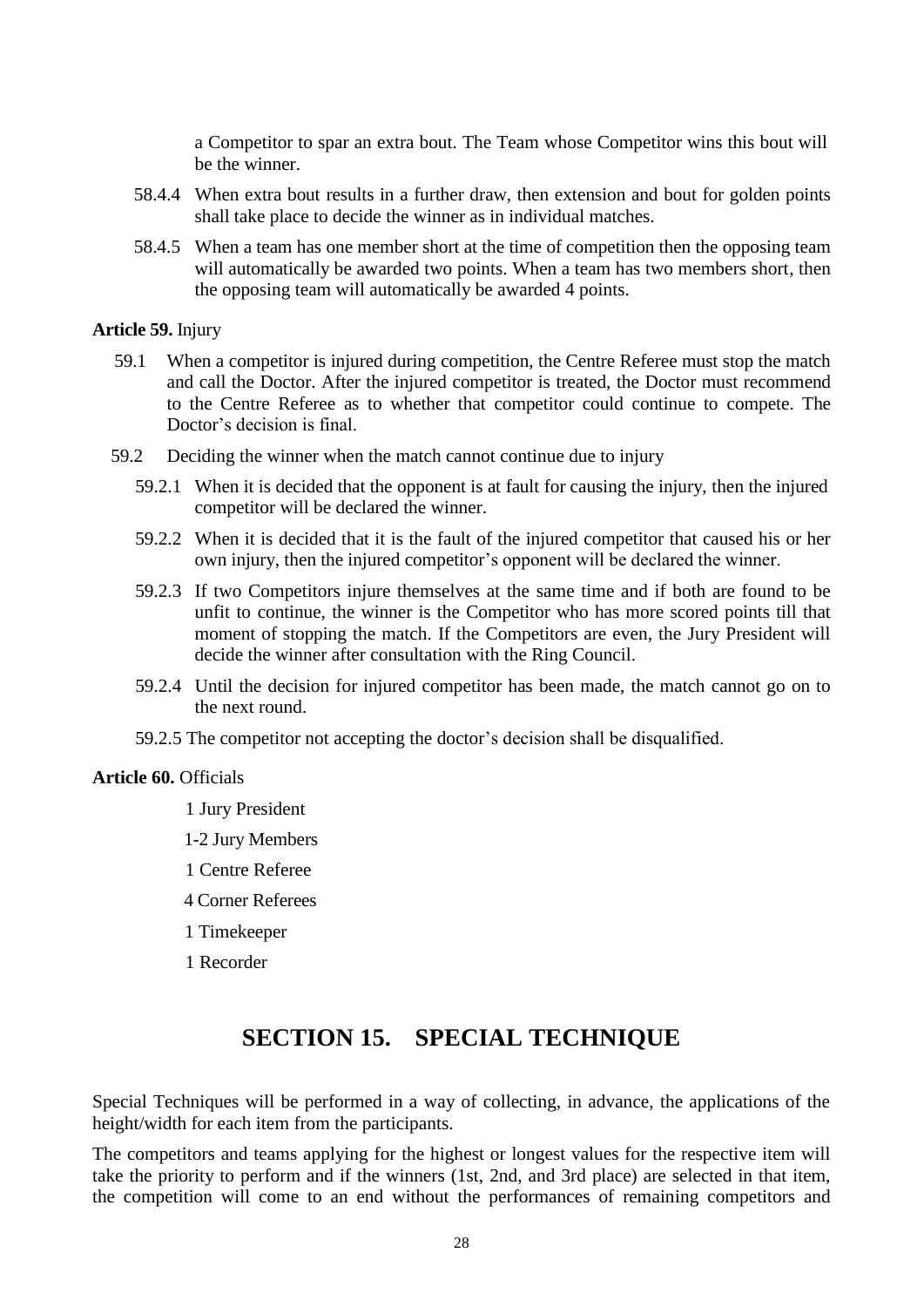a Competitor to spar an extra bout. The Team whose Competitor wins this bout will be the winner.

58.4.4 When extra bout results in a further draw, then extension and bout for golden points shall take place to decide the winner as in individual matches.

58.4.5 When a team has one member short at the time of competition then the opposing team will automatically be awarded two points. When a team has two members short, then the opposing team will automatically be awarded 4 points.

**Article 59.** Injury

59.1 When a competitor is injured during competition, the Centre Referee must stop the match and call the Doctor. After the injured competitor is treated, the Doctor must recommend to the Centre Referee as to whether that competitor could continue to compete. The Doctor's decision is final.

59.2 Deciding the winner when the match cannot continue due to injury

59.2.1 When it is decided that the opponent is at fault for causing the injury, then the injured competitor will be declared the winner.

59.2.2 When it is decided that it is the fault of the injured competitor that caused his or her own injury, then the injured competitor's opponent will be declared the winner.

59.2.3 If two Competitors injure themselves at the same time and if both are found to be unfit to continue, the winner is the Competitor who has more scored points till that moment of stopping the match. If the Competitors are even, the Jury President will decide the winner after consultation with the Ring Council.

59.2.4 Until the decision for injured competitor has been made, the match cannot go on to the next round.

59.2.5 The competitor not accepting the doctor's decision shall be disqualified.

**Article 60.** Officials

1 Jury President

1-2 Jury Members

1 Centre Referee

4 Corner Referees

1 Timekeeper

1 Recorder

## SECTION 15. SPECIAL TECHNIQUE

Special Techniques will be performed in a way of collecting, in advance, the applications of the height/width for each item from the participants.

The competitors and teams applying for the highest or longest values for the respective item will take the priority to perform and if the winners (1st, 2nd, and 3rd place) are selected in that item, the competition will come to an end without the performances of remaining competitors and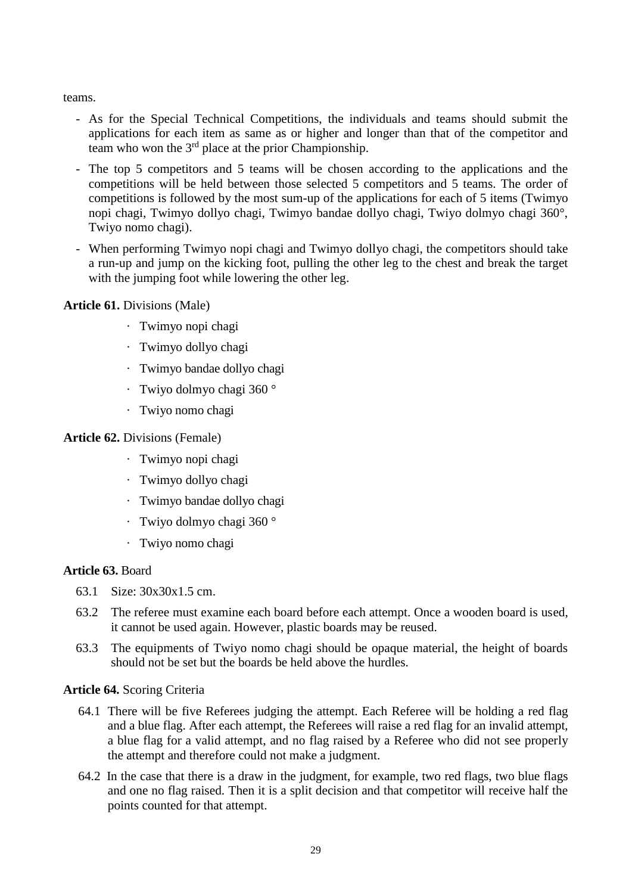teams.

- As for the Special Technical Competitions, the individuals and teams should submit the applications for each item as same as or higher and longer than that of the competitor and team who won the 3rd place at the prior Championship.
- The top 5 competitors and 5 teams will be chosen according to the applications and the competitions will be held between those selected 5 competitors and 5 teams. The order of competitions is followed by the most sum-up of the applications for each of 5 items (Twimyo nopi chagi, Twimyo dollyo chagi, Twimyo bandae dollyo chagi, Twiyo dolmyo chagi 360°, Twiyo nomo chagi).
- When performing Twimyo nopi chagi and Twimyo dollyo chagi, the competitors should take a run-up and jump on the kicking foot, pulling the other leg to the chest and break the target with the jumping foot while lowering the other leg.

**Article 61.** Divisions (Male)

- · Twimyo nopi chagi
- · Twimyo dollyo chagi
- · Twimyo bandae dollyo chagi
- · Twiyo dolmyo chagi 360 °
- · Twiyo nomo chagi

**Article 62.** Divisions (Female)

- · Twimyo nopi chagi
- · Twimyo dollyo chagi
- · Twimyo bandae dollyo chagi
- · Twiyo dolmyo chagi 360 °
- · Twiyo nomo chagi

**Article 63.** Board

63.1 Size: 30x30x1.5 cm.

63.2 The referee must examine each board before each attempt. Once a wooden board is used, it cannot be used again. However, plastic boards may be reused.

63.3 The equipments of Twiyo nomo chagi should be opaque material, the height of boards should not be set but the boards be held above the hurdles.

**Article 64.** Scoring Criteria

64.1 There will be five Referees judging the attempt. Each Referee will be holding a red flag and a blue flag. After each attempt, the Referees will raise a red flag for an invalid attempt, a blue flag for a valid attempt, and no flag raised by a Referee who did not see properly the attempt and therefore could not make a judgment.

64.2 In the case that there is a draw in the judgment, for example, two red flags, two blue flags and one no flag raised. Then it is a split decision and that competitor will receive half the points counted for that attempt.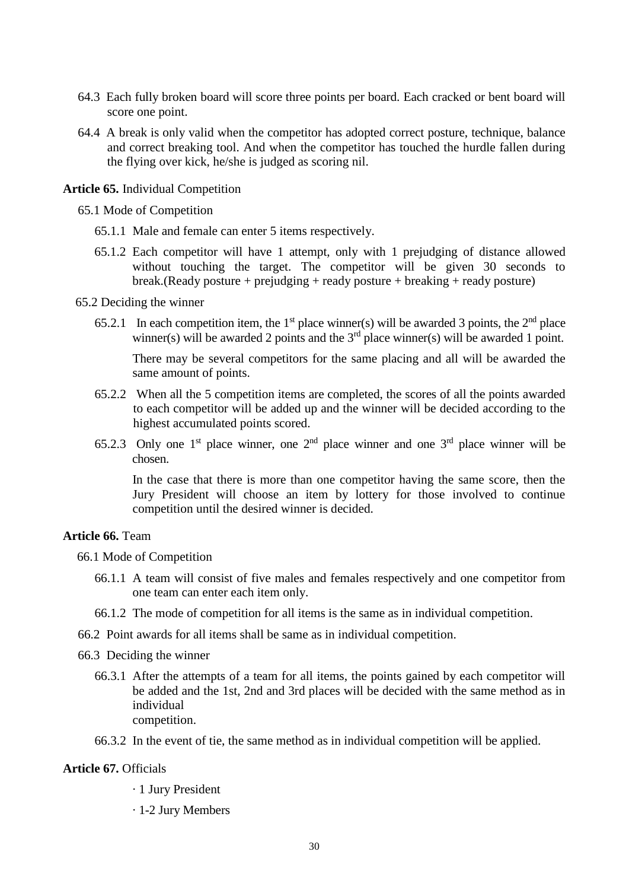64.3 Each fully broken board will score three points per board. Each cracked or bent board will score one point.

64.4 A break is only valid when the competitor has adopted correct posture, technique, balance and correct breaking tool. And when the competitor has touched the hurdle fallen during the flying over kick, he/she is judged as scoring nil.

**Article 65.** Individual Competition

65.1 Mode of Competition

65.1.1 Male and female can enter 5 items respectively.

65.1.2 Each competitor will have 1 attempt, only with 1 prejudging of distance allowed without touching the target. The competitor will be given 30 seconds to break.(Ready posture + prejudging + ready posture + breaking + ready posture)

65.2 Deciding the winner

65.2.1 In each competition item, the 1st place winner(s) will be awarded 3 points, the 2nd place winner(s) will be awarded 2 points and the 3rd place winner(s) will be awarded 1 point.

There may be several competitors for the same placing and all will be awarded the same amount of points.

65.2.2 When all the 5 competition items are completed, the scores of all the points awarded to each competitor will be added up and the winner will be decided according to the highest accumulated points scored.

65.2.3 Only one 1st place winner, one 2nd place winner and one 3rd place winner will be chosen.

In the case that there is more than one competitor having the same score, then the Jury President will choose an item by lottery for those involved to continue competition until the desired winner is decided.

**Article 66.** Team

66.1 Mode of Competition

66.1.1 A team will consist of five males and females respectively and one competitor from one team can enter each item only.

66.1.2 The mode of competition for all items is the same as in individual competition.

66.2 Point awards for all items shall be same as in individual competition.

66.3 Deciding the winner

66.3.1 After the attempts of a team for all items, the points gained by each competitor will be added and the 1st, 2nd and 3rd places will be decided with the same method as in individual
competition.

66.3.2 In the event of tie, the same method as in individual competition will be applied.

**Article 67.** Officials

· 1 Jury President

· 1-2 Jury Members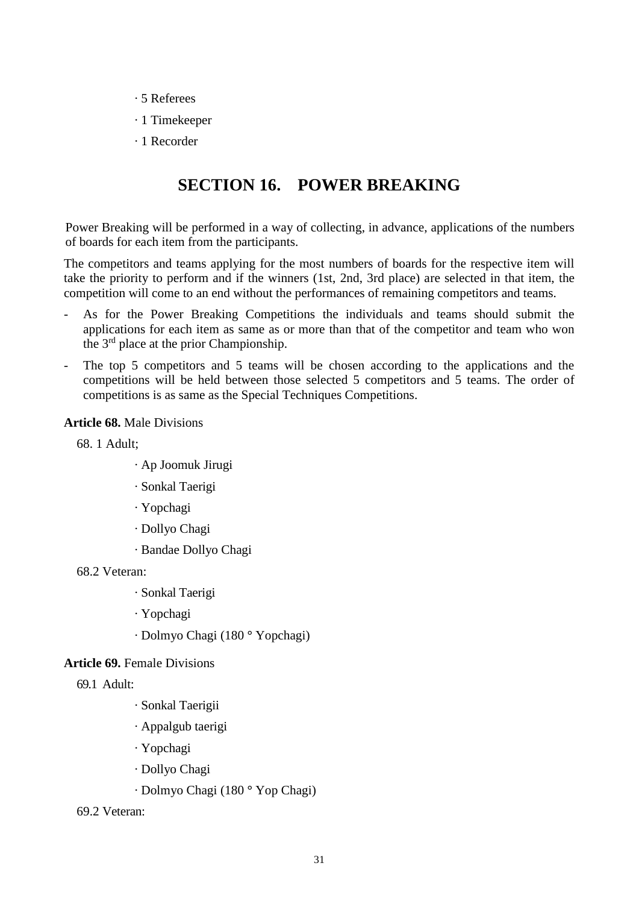- · 5 Referees
- · 1 Timekeeper
- · 1 Recorder

## SECTION 16. POWER BREAKING

Power Breaking will be performed in a way of collecting, in advance, applications of the numbers of boards for each item from the participants.

The competitors and teams applying for the most numbers of boards for the respective item will take the priority to perform and if the winners (1st, 2nd, 3rd place) are selected in that item, the competition will come to an end without the performances of remaining competitors and teams.

- As for the Power Breaking Competitions the individuals and teams should submit the applications for each item as same as or more than that of the competitor and team who won the 3rd place at the prior Championship.
- The top 5 competitors and 5 teams will be chosen according to the applications and the competitions will be held between those selected 5 competitors and 5 teams. The order of competitions is as same as the Special Techniques Competitions.

**Article 68.** Male Divisions

68. 1 Adult;

- · Ap Joomuk Jirugi
- · Sonkal Taerigi
- · Yopchagi
- · Dollyo Chagi
- · Bandae Dollyo Chagi

68.2 Veteran:

- · Sonkal Taerigi
- · Yopchagi
- · Dolmyo Chagi (180 ° Yopchagi)

**Article 69.** Female Divisions

69.1 Adult:

- · Sonkal Taerigii
- · Appalgub taerigi
- · Yopchagi
- · Dollyo Chagi
- · Dolmyo Chagi (180 ° Yop Chagi)

69.2 Veteran: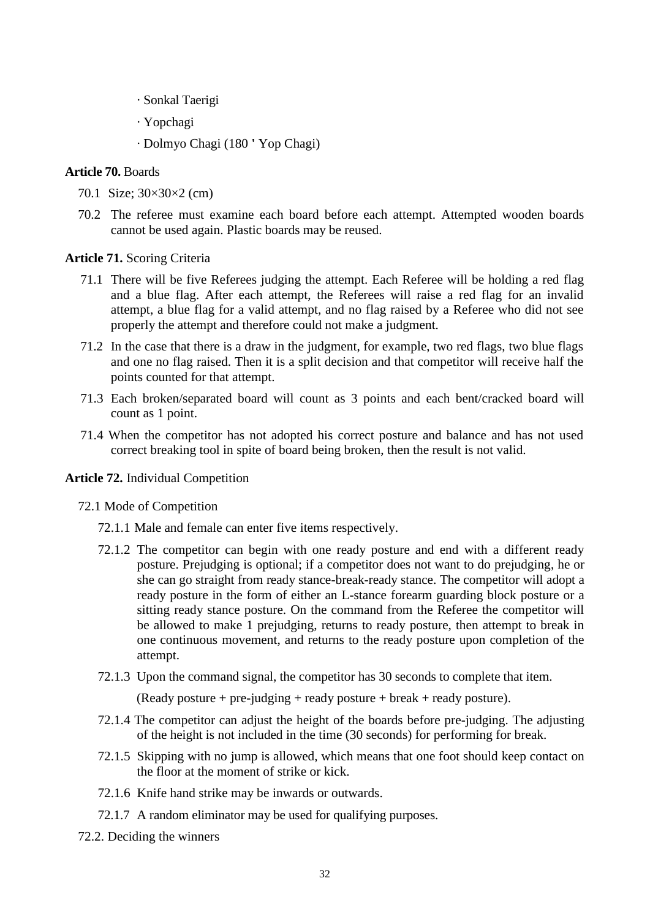· Sonkal Taerigi

· Yopchagi

· Dolmyo Chagi (180 ' Yop Chagi)

**Article 70.** Boards

70.1 Size; 30×30×2 (cm)

70.2 The referee must examine each board before each attempt. Attempted wooden boards cannot be used again. Plastic boards may be reused.

**Article 71.** Scoring Criteria

71.1 There will be five Referees judging the attempt. Each Referee will be holding a red flag and a blue flag. After each attempt, the Referees will raise a red flag for an invalid attempt, a blue flag for a valid attempt, and no flag raised by a Referee who did not see properly the attempt and therefore could not make a judgment.

71.2 In the case that there is a draw in the judgment, for example, two red flags, two blue flags and one no flag raised. Then it is a split decision and that competitor will receive half the points counted for that attempt.

71.3 Each broken/separated board will count as 3 points and each bent/cracked board will count as 1 point.

71.4 When the competitor has not adopted his correct posture and balance and has not used correct breaking tool in spite of board being broken, then the result is not valid.

**Article 72.** Individual Competition

72.1 Mode of Competition

72.1.1 Male and female can enter five items respectively.

72.1.2 The competitor can begin with one ready posture and end with a different ready posture. Prejudging is optional; if a competitor does not want to do prejudging, he or she can go straight from ready stance-break-ready stance. The competitor will adopt a ready posture in the form of either an L-stance forearm guarding block posture or a sitting ready stance posture. On the command from the Referee the competitor will be allowed to make 1 prejudging, returns to ready posture, then attempt to break in one continuous movement, and returns to the ready posture upon completion of the attempt.

72.1.3 Upon the command signal, the competitor has 30 seconds to complete that item.

(Ready posture + pre-judging + ready posture + break + ready posture).

72.1.4 The competitor can adjust the height of the boards before pre-judging. The adjusting of the height is not included in the time (30 seconds) for performing for break.

72.1.5 Skipping with no jump is allowed, which means that one foot should keep contact on the floor at the moment of strike or kick.

72.1.6 Knife hand strike may be inwards or outwards.

72.1.7 A random eliminator may be used for qualifying purposes.

72.2. Deciding the winners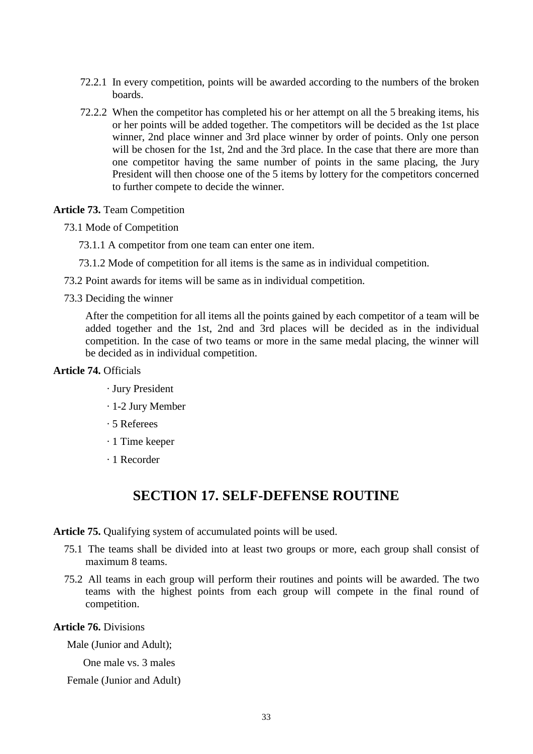72.2.1 In every competition, points will be awarded according to the numbers of the broken boards.

72.2.2 When the competitor has completed his or her attempt on all the 5 breaking items, his or her points will be added together. The competitors will be decided as the 1st place winner, 2nd place winner and 3rd place winner by order of points. Only one person will be chosen for the 1st, 2nd and the 3rd place. In the case that there are more than one competitor having the same number of points in the same placing, the Jury President will then choose one of the 5 items by lottery for the competitors concerned to further compete to decide the winner.

**Article 73.** Team Competition

73.1 Mode of Competition

73.1.1 A competitor from one team can enter one item.

73.1.2 Mode of competition for all items is the same as in individual competition.

73.2 Point awards for items will be same as in individual competition.

73.3 Deciding the winner

After the competition for all items all the points gained by each competitor of a team will be added together and the 1st, 2nd and 3rd places will be decided as in the individual competition. In the case of two teams or more in the same medal placing, the winner will be decided as in individual competition.

**Article 74.** Officials

· Jury President

· 1-2 Jury Member

· 5 Referees

· 1 Time keeper

· 1 Recorder

## SECTION 17. SELF-DEFENSE ROUTINE

**Article 75.** Qualifying system of accumulated points will be used.

75.1 The teams shall be divided into at least two groups or more, each group shall consist of maximum 8 teams.

75.2 All teams in each group will perform their routines and points will be awarded. The two teams with the highest points from each group will compete in the final round of competition.

**Article 76.** Divisions

Male (Junior and Adult);

One male vs. 3 males

Female (Junior and Adult)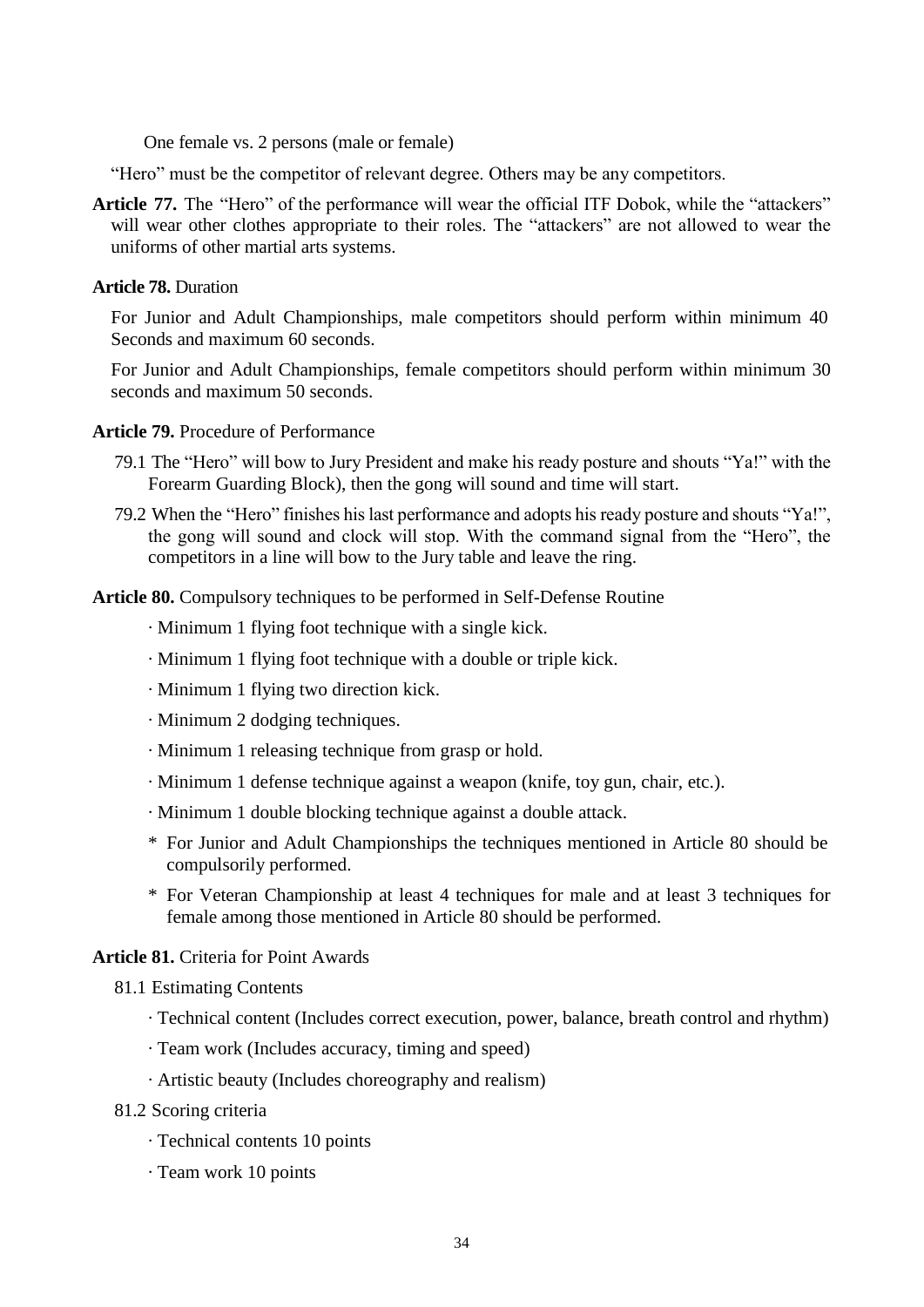One female vs. 2 persons (male or female)

"Hero" must be the competitor of relevant degree. Others may be any competitors.

**Article 77.** The "Hero" of the performance will wear the official ITF Dobok, while the "attackers" will wear other clothes appropriate to their roles. The "attackers" are not allowed to wear the uniforms of other martial arts systems.

**Article 78.** Duration

For Junior and Adult Championships, male competitors should perform within minimum 40 Seconds and maximum 60 seconds.

For Junior and Adult Championships, female competitors should perform within minimum 30 seconds and maximum 50 seconds.

**Article 79.** Procedure of Performance

79.1 The "Hero" will bow to Jury President and make his ready posture and shouts "Ya!" with the Forearm Guarding Block), then the gong will sound and time will start.

79.2 When the "Hero" finishes his last performance and adopts his ready posture and shouts "Ya!", the gong will sound and clock will stop. With the command signal from the "Hero", the competitors in a line will bow to the Jury table and leave the ring.

**Article 80.** Compulsory techniques to be performed in Self-Defense Routine

· Minimum 1 flying foot technique with a single kick.

· Minimum 1 flying foot technique with a double or triple kick.

· Minimum 1 flying two direction kick.

· Minimum 2 dodging techniques.

· Minimum 1 releasing technique from grasp or hold.

· Minimum 1 defense technique against a weapon (knife, toy gun, chair, etc.).

· Minimum 1 double blocking technique against a double attack.

\* For Junior and Adult Championships the techniques mentioned in Article 80 should be compulsorily performed.

\* For Veteran Championship at least 4 techniques for male and at least 3 techniques for female among those mentioned in Article 80 should be performed.

**Article 81.** Criteria for Point Awards

81.1 Estimating Contents

· Technical content (Includes correct execution, power, balance, breath control and rhythm)

· Team work (Includes accuracy, timing and speed)

· Artistic beauty (Includes choreography and realism)

81.2 Scoring criteria

· Technical contents 10 points

· Team work 10 points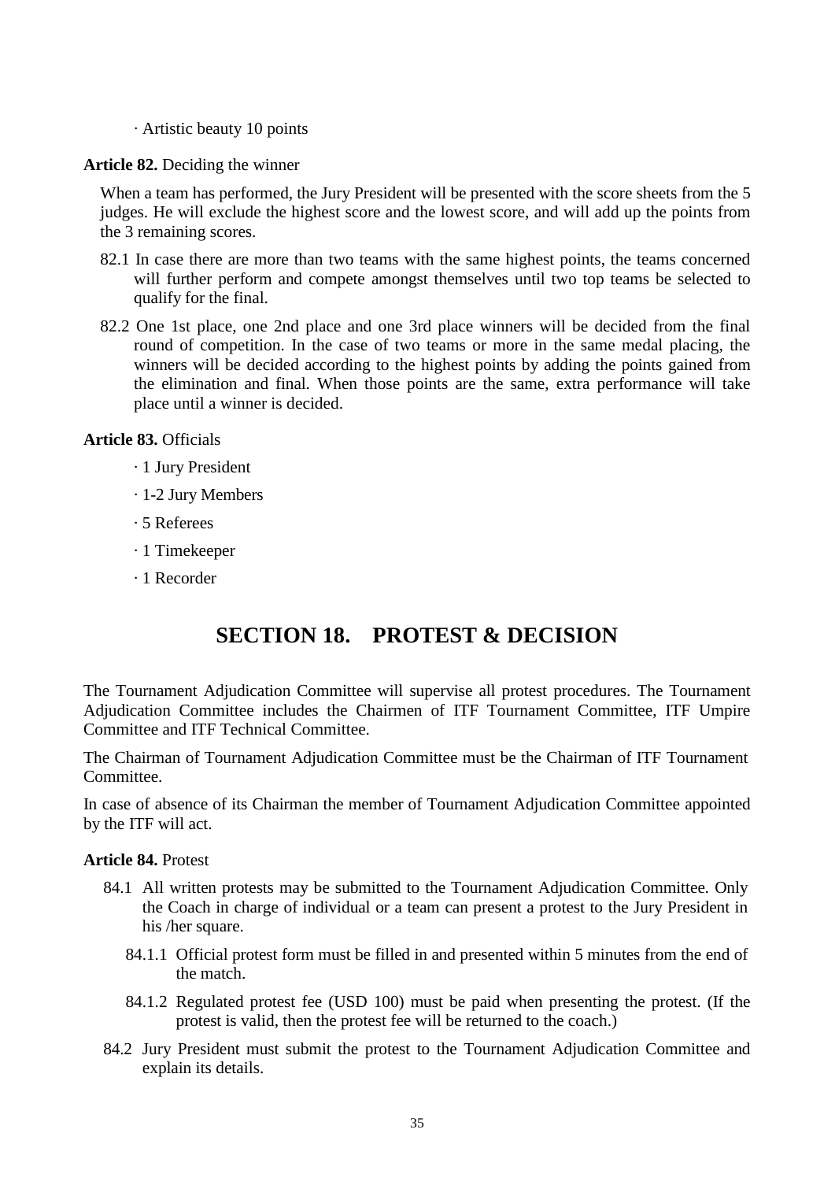· Artistic beauty 10 points

**Article 82.** Deciding the winner

When a team has performed, the Jury President will be presented with the score sheets from the 5 judges. He will exclude the highest score and the lowest score, and will add up the points from the 3 remaining scores.

82.1 In case there are more than two teams with the same highest points, the teams concerned will further perform and compete amongst themselves until two top teams be selected to qualify for the final.

82.2 One 1st place, one 2nd place and one 3rd place winners will be decided from the final round of competition. In the case of two teams or more in the same medal placing, the winners will be decided according to the highest points by adding the points gained from the elimination and final. When those points are the same, extra performance will take place until a winner is decided.

**Article 83.** Officials

· 1 Jury President

· 1-2 Jury Members

· 5 Referees

· 1 Timekeeper

· 1 Recorder

## SECTION 18. PROTEST & DECISION

The Tournament Adjudication Committee will supervise all protest procedures. The Tournament Adjudication Committee includes the Chairmen of ITF Tournament Committee, ITF Umpire Committee and ITF Technical Committee.

The Chairman of Tournament Adjudication Committee must be the Chairman of ITF Tournament Committee.

In case of absence of its Chairman the member of Tournament Adjudication Committee appointed by the ITF will act.

**Article 84.** Protest

84.1 All written protests may be submitted to the Tournament Adjudication Committee. Only the Coach in charge of individual or a team can present a protest to the Jury President in his /her square.

84.1.1 Official protest form must be filled in and presented within 5 minutes from the end of the match.

84.1.2 Regulated protest fee (USD 100) must be paid when presenting the protest. (If the protest is valid, then the protest fee will be returned to the coach.)

84.2 Jury President must submit the protest to the Tournament Adjudication Committee and explain its details.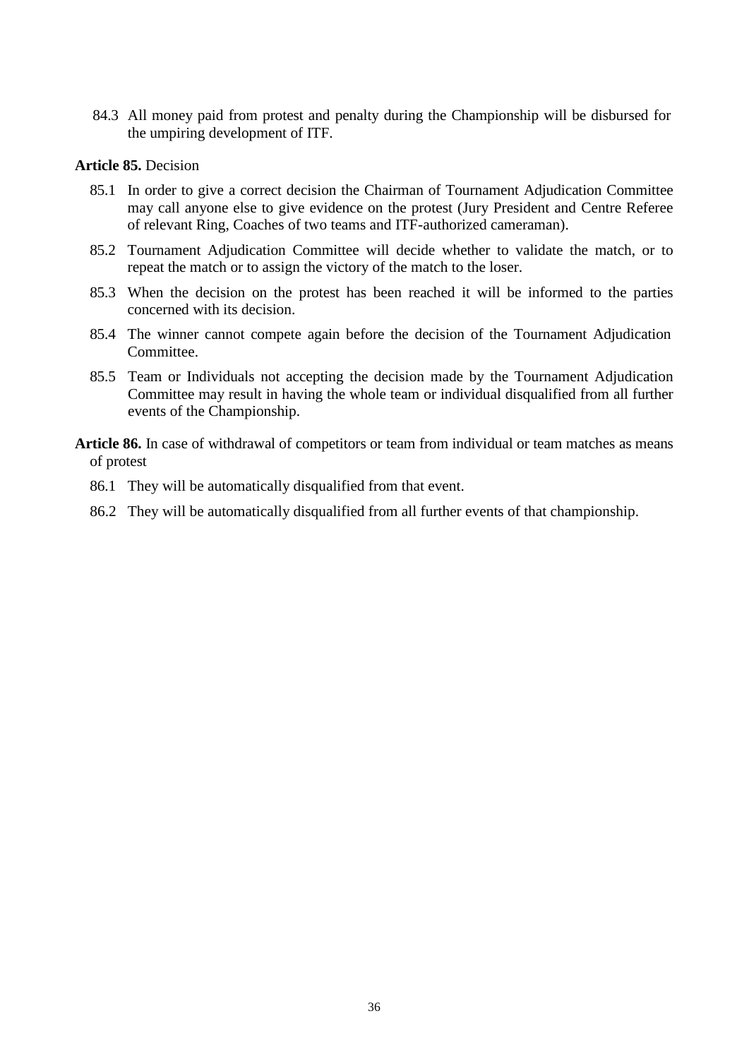84.3 All money paid from protest and penalty during the Championship will be disbursed for the umpiring development of ITF.

**Article 85.** Decision

85.1 In order to give a correct decision the Chairman of Tournament Adjudication Committee may call anyone else to give evidence on the protest (Jury President and Centre Referee of relevant Ring, Coaches of two teams and ITF-authorized cameraman).

85.2 Tournament Adjudication Committee will decide whether to validate the match, or to repeat the match or to assign the victory of the match to the loser.

85.3 When the decision on the protest has been reached it will be informed to the parties concerned with its decision.

85.4 The winner cannot compete again before the decision of the Tournament Adjudication Committee.

85.5 Team or Individuals not accepting the decision made by the Tournament Adjudication Committee may result in having the whole team or individual disqualified from all further events of the Championship.

**Article 86.** In case of withdrawal of competitors or team from individual or team matches as means of protest

86.1 They will be automatically disqualified from that event.

86.2 They will be automatically disqualified from all further events of that championship.